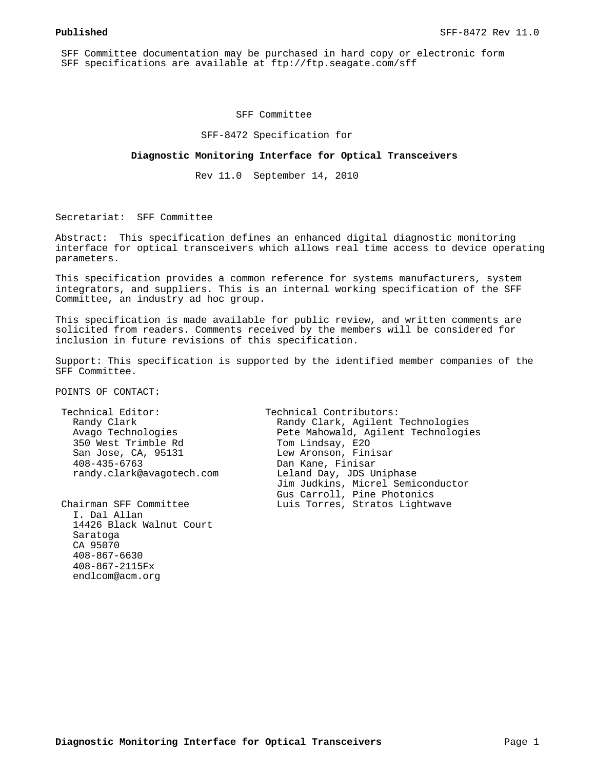SFF Committee documentation may be purchased in hard copy or electronic form
SFF specifications are available at ftp://ftp.seagate.com/sff

SFF Committee

SFF-8472 Specification for

**Diagnostic Monitoring Interface for Optical Transceivers**

Rev 11.0 September 14, 2010

Secretariat: SFF Committee

Abstract: This specification defines an enhanced digital diagnostic monitoring interface for optical transceivers which allows real time access to device operating parameters.

This specification provides a common reference for systems manufacturers, system integrators, and suppliers. This is an internal working specification of the SFF Committee, an industry ad hoc group.

This specification is made available for public review, and written comments are solicited from readers. Comments received by the members will be considered for inclusion in future revisions of this specification.

Support: This specification is supported by the identified member companies of the SFF Committee.

POINTS OF CONTACT:

Technical Editor:
Randy Clark
Avago Technologies
350 West Trimble Rd
San Jose, CA, 95131
408-435-6763
randy.clark@avagotech.com

Chairman SFF Committee
I. Dal Allan
14426 Black Walnut Court
Saratoga
CA 95070
408-867-6630
408-867-2115Fx
endlcom@acm.org

Technical Contributors:
Randy Clark, Agilent Technologies
Pete Mahowald, Agilent Technologies
Tom Lindsay, E2O
Lew Aronson, Finisar
Dan Kane, Finisar
Leland Day, JDS Uniphase
Jim Judkins, Micrel Semiconductor
Gus Carroll, Pine Photonics
Luis Torres, Stratos Lightwave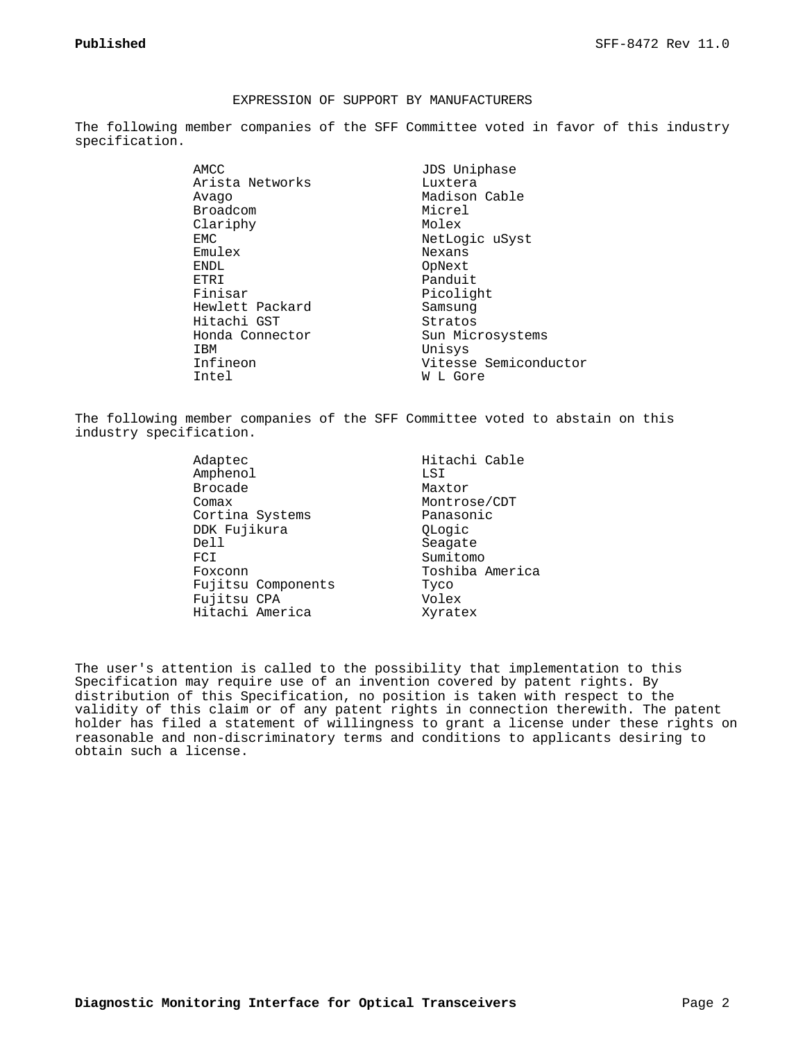## EXPRESSION OF SUPPORT BY MANUFACTURERS

The following member companies of the SFF Committee voted in favor of this industry specification.

| | |
|---|---|
| AMCC | JDS Uniphase |
| Arista Networks | Luxtera |
| Avago | Madison Cable |
| Broadcom | Micrel |
| Clariphy | Molex |
| EMC | NetLogic uSyst |
| Emulex | Nexans |
| ENDL | OpNext |
| ETRI | Panduit |
| Finisar | Picolight |
| Hewlett Packard | Samsung |
| Hitachi GST | Stratos |
| Honda Connector | Sun Microsystems |
| IBM | Unisys |
| Infineon | Vitesse Semiconductor |
| Intel | W L Gore |

The following member companies of the SFF Committee voted to abstain on this industry specification.

| | |
|---|---|
| Adaptec | Hitachi Cable |
| Amphenol | LSI |
| Brocade | Maxtor |
| Comax | Montrose/CDT |
| Cortina Systems | Panasonic |
| DDK Fujikura | QLogic |
| Dell | Seagate |
| FCI | Sumitomo |
| Foxconn | Toshiba America |
| Fujitsu Components | Tyco |
| Fujitsu CPA | Volex |
| Hitachi America | Xyratex |

The user's attention is called to the possibility that implementation to this Specification may require use of an invention covered by patent rights. By distribution of this Specification, no position is taken with respect to the validity of this claim or of any patent rights in connection therewith. The patent holder has filed a statement of willingness to grant a license under these rights on reasonable and non-discriminatory terms and conditions to applicants desiring to obtain such a license.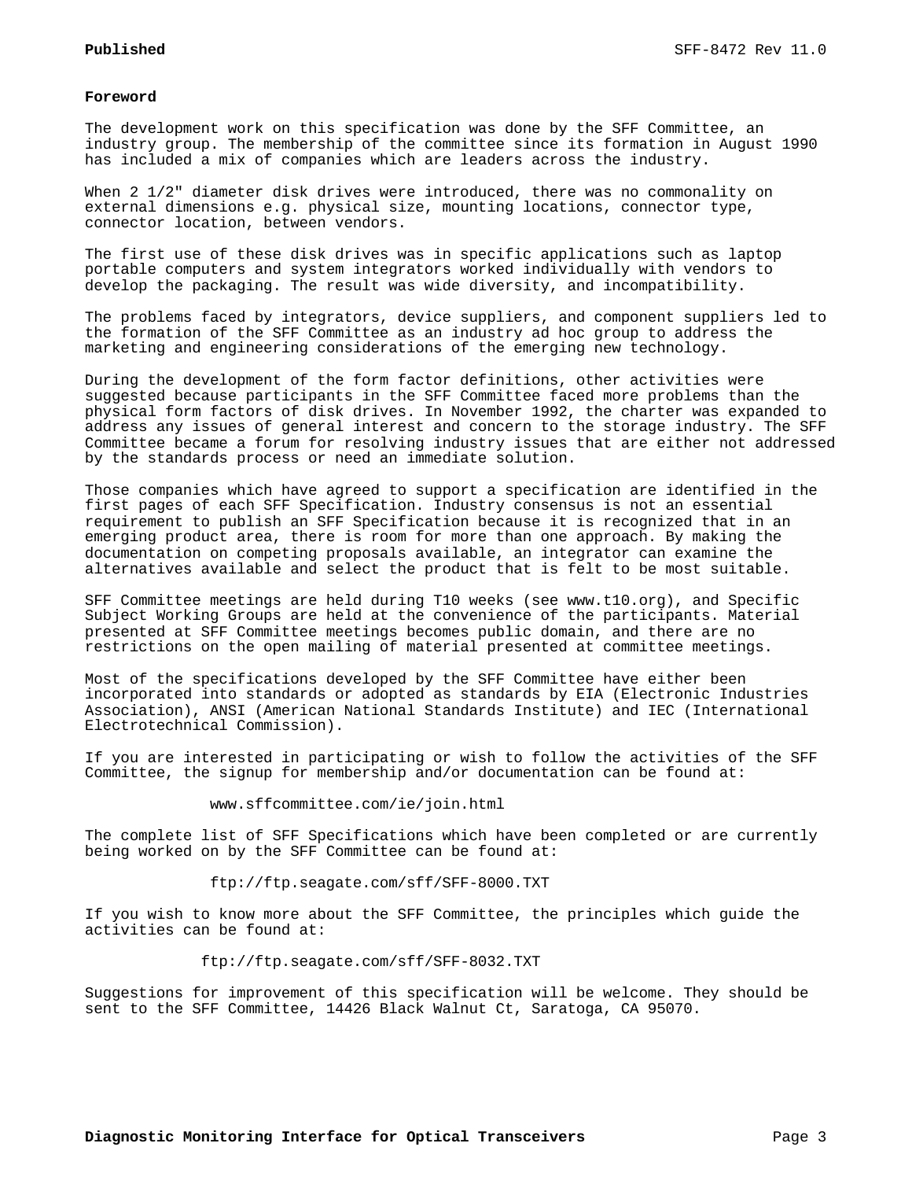**Foreword**

The development work on this specification was done by the SFF Committee, an industry group. The membership of the committee since its formation in August 1990 has included a mix of companies which are leaders across the industry.

When 2 1/2" diameter disk drives were introduced, there was no commonality on external dimensions e.g. physical size, mounting locations, connector type, connector location, between vendors.

The first use of these disk drives was in specific applications such as laptop portable computers and system integrators worked individually with vendors to develop the packaging. The result was wide diversity, and incompatibility.

The problems faced by integrators, device suppliers, and component suppliers led to the formation of the SFF Committee as an industry ad hoc group to address the marketing and engineering considerations of the emerging new technology.

During the development of the form factor definitions, other activities were suggested because participants in the SFF Committee faced more problems than the physical form factors of disk drives. In November 1992, the charter was expanded to address any issues of general interest and concern to the storage industry. The SFF Committee became a forum for resolving industry issues that are either not addressed by the standards process or need an immediate solution.

Those companies which have agreed to support a specification are identified in the first pages of each SFF Specification. Industry consensus is not an essential requirement to publish an SFF Specification because it is recognized that in an emerging product area, there is room for more than one approach. By making the documentation on competing proposals available, an integrator can examine the alternatives available and select the product that is felt to be most suitable.

SFF Committee meetings are held during T10 weeks (see www.t10.org), and Specific Subject Working Groups are held at the convenience of the participants. Material presented at SFF Committee meetings becomes public domain, and there are no restrictions on the open mailing of material presented at committee meetings.

Most of the specifications developed by the SFF Committee have either been incorporated into standards or adopted as standards by EIA (Electronic Industries Association), ANSI (American National Standards Institute) and IEC (International Electrotechnical Commission).

If you are interested in participating or wish to follow the activities of the SFF Committee, the signup for membership and/or documentation can be found at:

www.sffcommittee.com/ie/join.html

The complete list of SFF Specifications which have been completed or are currently being worked on by the SFF Committee can be found at:

ftp://ftp.seagate.com/sff/SFF-8000.TXT

If you wish to know more about the SFF Committee, the principles which guide the activities can be found at:

ftp://ftp.seagate.com/sff/SFF-8032.TXT

Suggestions for improvement of this specification will be welcome. They should be sent to the SFF Committee, 14426 Black Walnut Ct, Saratoga, CA 95070.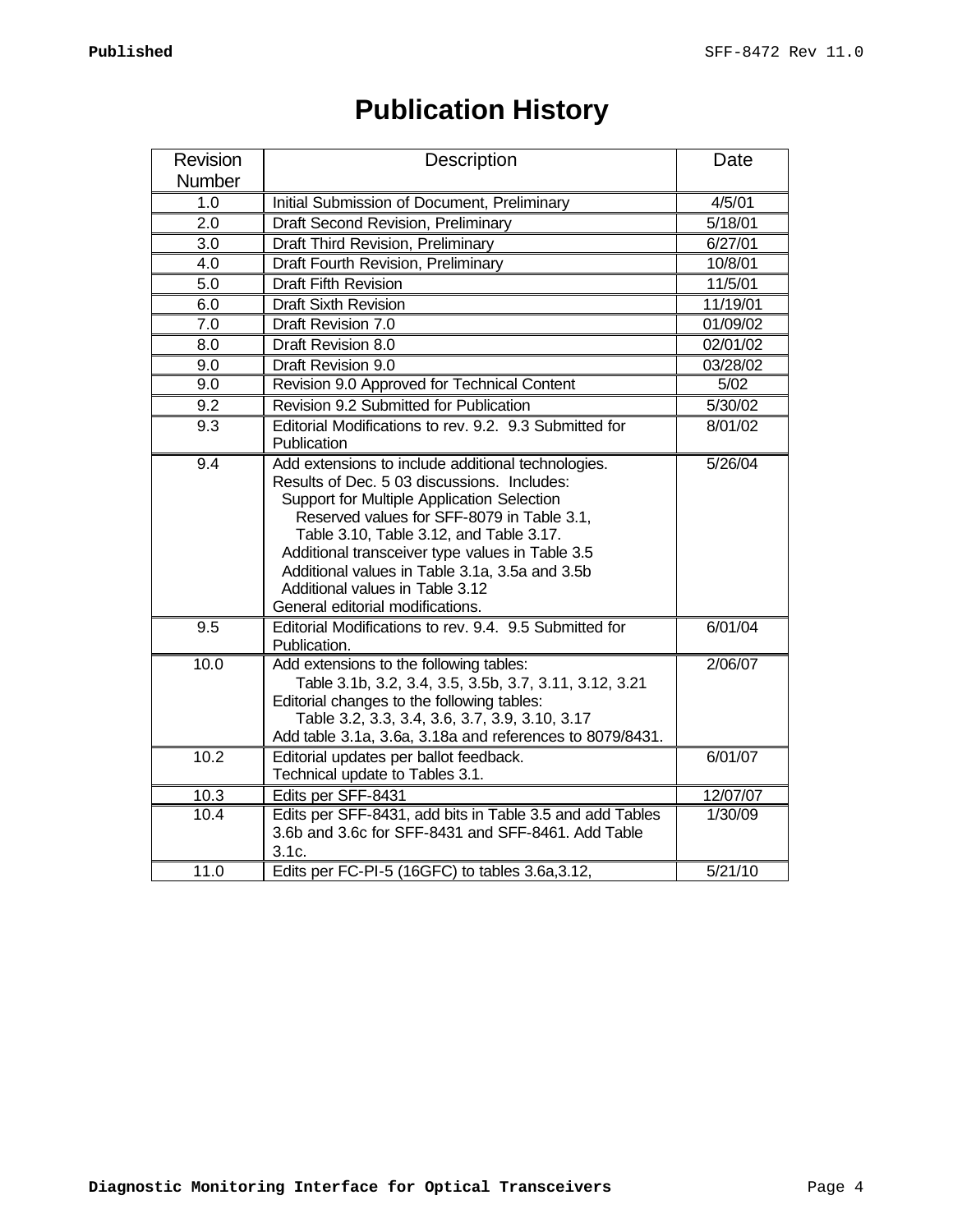# Publication History

| Revision Number | Description | Date |
|---|---|---|
| 1.0 | Initial Submission of Document, Preliminary | 4/5/01 |
| 2.0 | Draft Second Revision, Preliminary | 5/18/01 |
| 3.0 | Draft Third Revision, Preliminary | 6/27/01 |
| 4.0 | Draft Fourth Revision, Preliminary | 10/8/01 |
| 5.0 | Draft Fifth Revision | 11/5/01 |
| 6.0 | Draft Sixth Revision | 11/19/01 |
| 7.0 | Draft Revision 7.0 | 01/09/02 |
| 8.0 | Draft Revision 8.0 | 02/01/02 |
| 9.0 | Draft Revision 9.0 | 03/28/02 |
| 9.0 | Revision 9.0 Approved for Technical Content | 5/02 |
| 9.2 | Revision 9.2 Submitted for Publication | 5/30/02 |
| 9.3 | Editorial Modifications to rev. 9.2. 9.3 Submitted for Publication | 8/01/02 |
| 9.4 | Add extensions to include additional technologies.<br>Results of Dec. 5 03 discussions. Includes:<br>Support for Multiple Application Selection<br>Reserved values for SFF-8079 in Table 3.1, Table 3.10, Table 3.12, and Table 3.17.<br>Additional transceiver type values in Table 3.5<br>Additional values in Table 3.1a, 3.5a and 3.5b<br>Additional values in Table 3.12<br>General editorial modifications. | 5/26/04 |
| 9.5 | Editorial Modifications to rev. 9.4. 9.5 Submitted for Publication. | 6/01/04 |
| 10.0 | Add extensions to the following tables:<br>Table 3.1b, 3.2, 3.4, 3.5, 3.5b, 3.7, 3.11, 3.12, 3.21<br>Editorial changes to the following tables:<br>Table 3.2, 3.3, 3.4, 3.6, 3.7, 3.9, 3.10, 3.17<br>Add table 3.1a, 3.6a, 3.18a and references to 8079/8431. | 2/06/07 |
| 10.2 | Editorial updates per ballot feedback.<br>Technical update to Tables 3.1. | 6/01/07 |
| 10.3 | Edits per SFF-8431 | 12/07/07 |
| 10.4 | Edits per SFF-8431, add bits in Table 3.5 and add Tables 3.6b and 3.6c for SFF-8431 and SFF-8461. Add Table 3.1c. | 1/30/09 |
| 11.0 | Edits per FC-PI-5 (16GFC) to tables 3.6a,3.12, | 5/21/10 |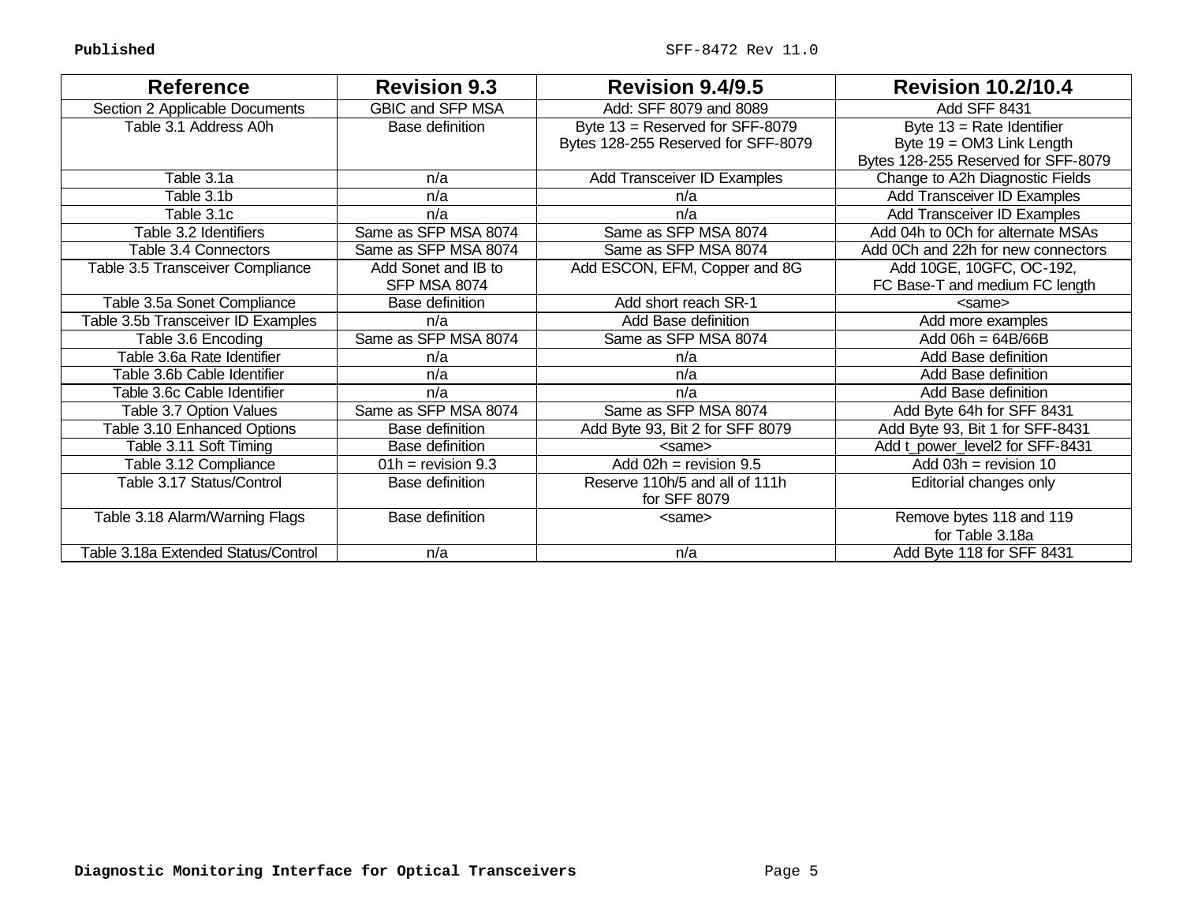| Reference | Revision 9.3 | Revision 9.4/9.5 | Revision 10.2/10.4 |
|---|---|---|---|
| Section 2 Applicable Documents | GBIC and SFP MSA | Add: SFF 8079 and 8089 | Add SFF 8431 |
| Table 3.1 Address A0h | Base definition | Byte 13 = Reserved for SFF-8079<br>Bytes 128-255 Reserved for SFF-8079 | Byte 13 = Rate Identifier<br>Byte 19 = OM3 Link Length<br>Bytes 128-255 Reserved for SFF-8079 |
| Table 3.1a | n/a | Add Transceiver ID Examples | Change to A2h Diagnostic Fields |
| Table 3.1b | n/a | n/a | Add Transceiver ID Examples |
| Table 3.1c | n/a | n/a | Add Transceiver ID Examples |
| Table 3.2 Identifiers | Same as SFP MSA 8074 | Same as SFP MSA 8074 | Add 04h to 0Ch for alternate MSAs |
| Table 3.4 Connectors | Same as SFP MSA 8074 | Same as SFP MSA 8074 | Add 0Ch and 22h for new connectors |
| Table 3.5 Transceiver Compliance | Add Sonet and IB to SFP MSA 8074 | Add ESCON, EFM, Copper and 8G | Add 10GE, 10GFC, OC-192,<br>FC Base-T and medium FC length |
| Table 3.5a Sonet Compliance | Base definition | Add short reach SR-1 | <same> |
| Table 3.5b Transceiver ID Examples | n/a | Add Base definition | Add more examples |
| Table 3.6 Encoding | Same as SFP MSA 8074 | Same as SFP MSA 8074 | Add 06h = 64B/66B |
| Table 3.6a Rate Identifier | n/a | n/a | Add Base definition |
| Table 3.6b Cable Identifier | n/a | n/a | Add Base definition |
| Table 3.6c Cable Identifier | n/a | n/a | Add Base definition |
| Table 3.7 Option Values | Same as SFP MSA 8074 | Same as SFP MSA 8074 | Add Byte 64h for SFF 8431 |
| Table 3.10 Enhanced Options | Base definition | Add Byte 93, Bit 2 for SFF 8079 | Add Byte 93, Bit 1 for SFF-8431 |
| Table 3.11 Soft Timing | Base definition | <same> | Add t_power_level2 for SFF-8431 |
| Table 3.12 Compliance | 01h = revision 9.3 | Add 02h = revision 9.5 | Add 03h = revision 10 |
| Table 3.17 Status/Control | Base definition | Reserve 110h/5 and all of 111h<br>for SFF 8079 | Editorial changes only |
| Table 3.18 Alarm/Warning Flags | Base definition | <same> | Remove bytes 118 and 119<br>for Table 3.18a |
| Table 3.18a Extended Status/Control | n/a | n/a | Add Byte 118 for SFF 8431 |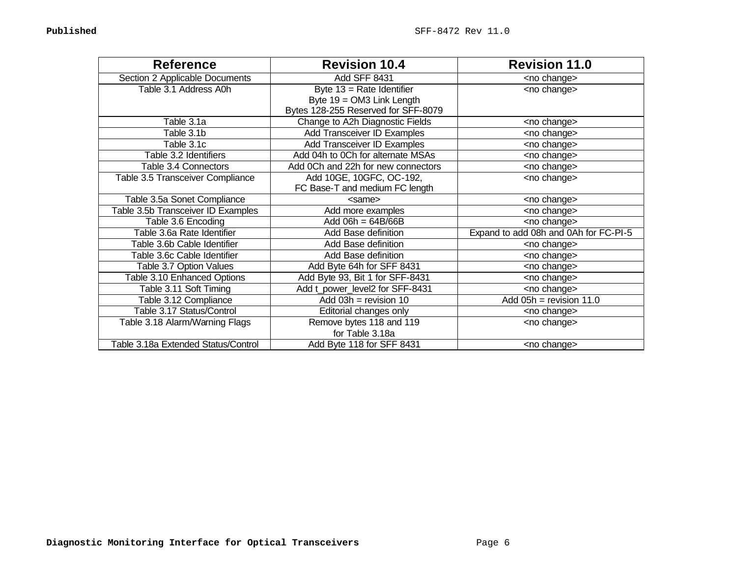| Reference | Revision 10.4 | Revision 11.0 |
|---|---|---|
| Section 2 Applicable Documents | Add SFF 8431 | <no change> |
| Table 3.1 Address A0h | Byte 13 = Rate Identifier<br>Byte 19 = OM3 Link Length<br>Bytes 128-255 Reserved for SFF-8079 | <no change> |
| Table 3.1a | Change to A2h Diagnostic Fields | <no change> |
| Table 3.1b | Add Transceiver ID Examples | <no change> |
| Table 3.1c | Add Transceiver ID Examples | <no change> |
| Table 3.2 Identifiers | Add 04h to 0Ch for alternate MSAs | <no change> |
| Table 3.4 Connectors | Add 0Ch and 22h for new connectors | <no change> |
| Table 3.5 Transceiver Compliance | Add 10GE, 10GFC, OC-192,<br>FC Base-T and medium FC length | <no change> |
| Table 3.5a Sonet Compliance | <same> | <no change> |
| Table 3.5b Transceiver ID Examples | Add more examples | <no change> |
| Table 3.6 Encoding | Add 06h = 64B/66B | <no change> |
| Table 3.6a Rate Identifier | Add Base definition | Expand to add 08h and 0Ah for FC-PI-5 |
| Table 3.6b Cable Identifier | Add Base definition | <no change> |
| Table 3.6c Cable Identifier | Add Base definition | <no change> |
| Table 3.7 Option Values | Add Byte 64h for SFF 8431 | <no change> |
| Table 3.10 Enhanced Options | Add Byte 93, Bit 1 for SFF-8431 | <no change> |
| Table 3.11 Soft Timing | Add t_power_level2 for SFF-8431 | <no change> |
| Table 3.12 Compliance | Add 03h = revision 10 | Add 05h = revision 11.0 |
| Table 3.17 Status/Control | Editorial changes only | <no change> |
| Table 3.18 Alarm/Warning Flags | Remove bytes 118 and 119<br>for Table 3.18a | <no change> |
| Table 3.18a Extended Status/Control | Add Byte 118 for SFF 8431 | <no change> |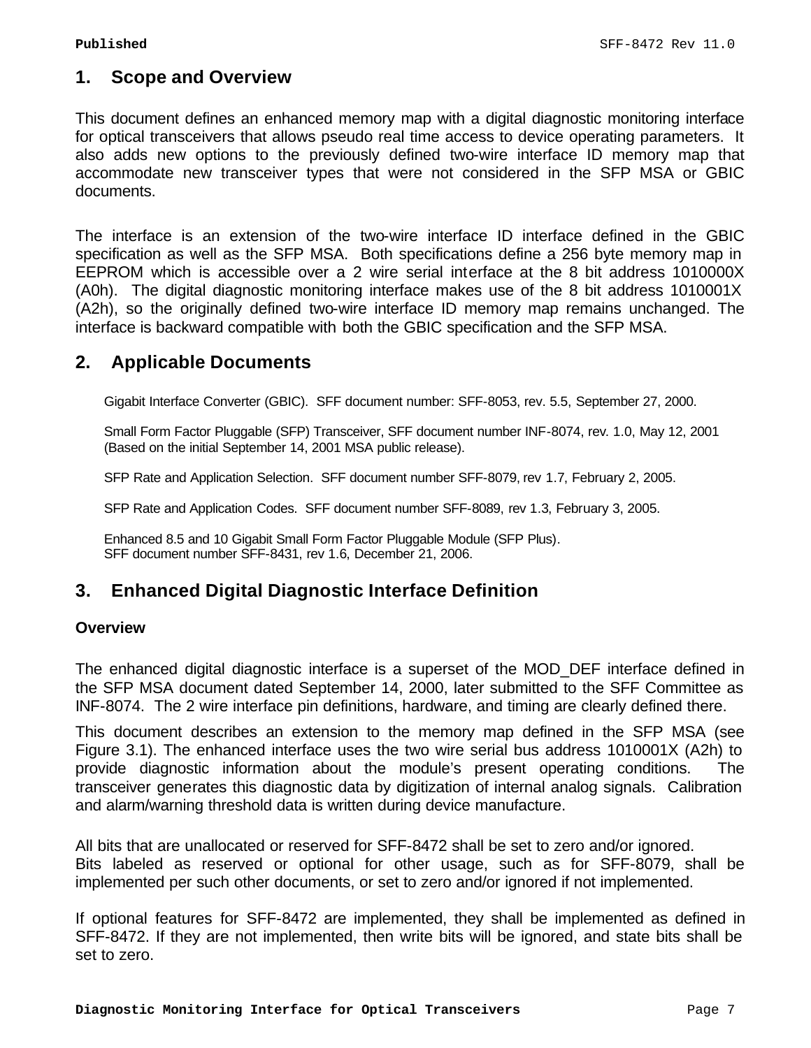# 1. Scope and Overview

This document defines an enhanced memory map with a digital diagnostic monitoring interface for optical transceivers that allows pseudo real time access to device operating parameters. It also adds new options to the previously defined two-wire interface ID memory map that accommodate new transceiver types that were not considered in the SFP MSA or GBIC documents.

The interface is an extension of the two-wire interface ID interface defined in the GBIC specification as well as the SFP MSA. Both specifications define a 256 byte memory map in EEPROM which is accessible over a 2 wire serial interface at the 8 bit address 1010000X (A0h). The digital diagnostic monitoring interface makes use of the 8 bit address 1010001X (A2h), so the originally defined two-wire interface ID memory map remains unchanged. The interface is backward compatible with both the GBIC specification and the SFP MSA.

# 2. Applicable Documents

Gigabit Interface Converter (GBIC). SFF document number: SFF-8053, rev. 5.5, September 27, 2000.

Small Form Factor Pluggable (SFP) Transceiver, SFF document number INF-8074, rev. 1.0, May 12, 2001 (Based on the initial September 14, 2001 MSA public release).

SFP Rate and Application Selection. SFF document number SFF-8079, rev 1.7, February 2, 2005.

SFP Rate and Application Codes. SFF document number SFF-8089, rev 1.3, February 3, 2005.

Enhanced 8.5 and 10 Gigabit Small Form Factor Pluggable Module (SFP Plus).
SFF document number SFF-8431, rev 1.6, December 21, 2006.

# 3. Enhanced Digital Diagnostic Interface Definition

### Overview

The enhanced digital diagnostic interface is a superset of the MOD_DEF interface defined in the SFP MSA document dated September 14, 2000, later submitted to the SFF Committee as INF-8074. The 2 wire interface pin definitions, hardware, and timing are clearly defined there.

This document describes an extension to the memory map defined in the SFP MSA (see Figure 3.1). The enhanced interface uses the two wire serial bus address 1010001X (A2h) to provide diagnostic information about the module's present operating conditions. The transceiver generates this diagnostic data by digitization of internal analog signals. Calibration and alarm/warning threshold data is written during device manufacture.

All bits that are unallocated or reserved for SFF-8472 shall be set to zero and/or ignored.
Bits labeled as reserved or optional for other usage, such as for SFF-8079, shall be implemented per such other documents, or set to zero and/or ignored if not implemented.

If optional features for SFF-8472 are implemented, they shall be implemented as defined in SFF-8472. If they are not implemented, then write bits will be ignored, and state bits shall be set to zero.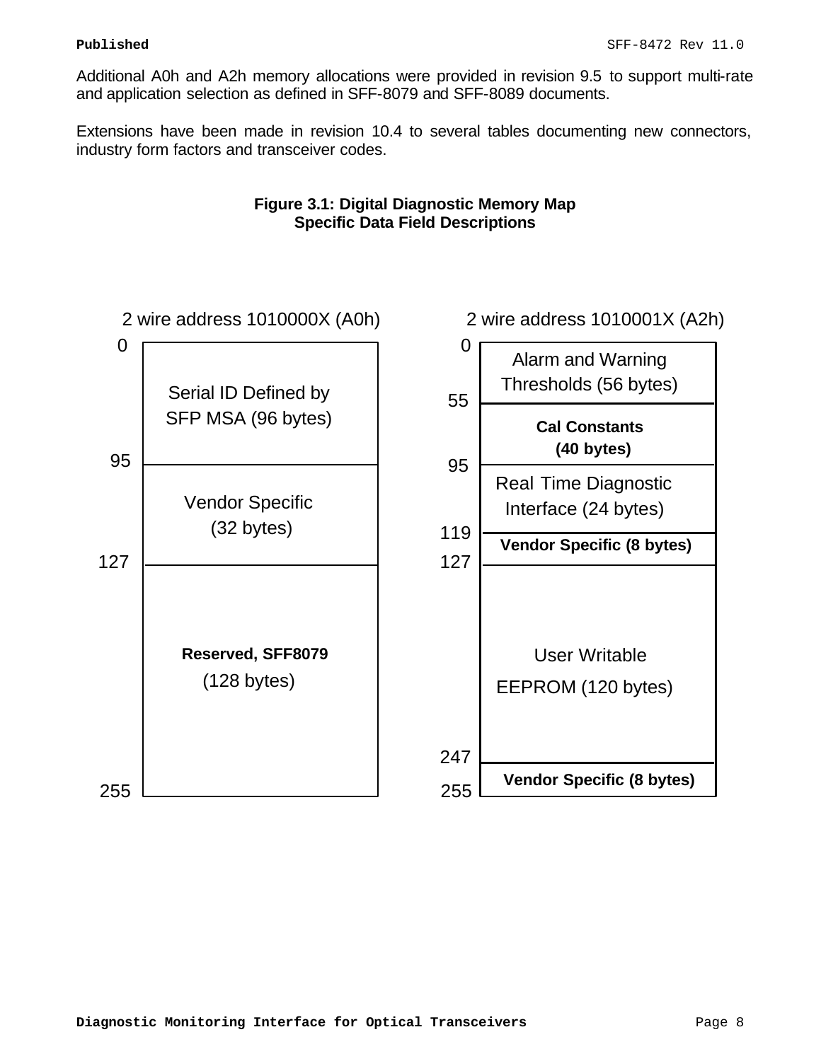Additional A0h and A2h memory allocations were provided in revision 9.5 to support multi-rate and application selection as defined in SFF-8079 and SFF-8089 documents.

Extensions have been made in revision 10.4 to several tables documenting new connectors, industry form factors and transceiver codes.

**Figure 3.1: Digital Diagnostic Memory Map**
**Specific Data Field Descriptions**

2 wire address 1010000X (A0h)

| Address | Contents |
|---|---|
| 0–95 | Serial ID Defined by SFP MSA (96 bytes) |
| 95–127 | Vendor Specific (32 bytes) |
| 127–255 | **Reserved, SFF8079** (128 bytes) |

2 wire address 1010001X (A2h)

| Address | Contents |
|---|---|
| 0–55 | Alarm and Warning Thresholds (56 bytes) |
| 55–95 | **Cal Constants (40 bytes)** |
| 95–119 | Real Time Diagnostic Interface (24 bytes) |
| 119–127 | **Vendor Specific (8 bytes)** |
| 127–247 | User Writable EEPROM (120 bytes) |
| 247–255 | **Vendor Specific (8 bytes)** |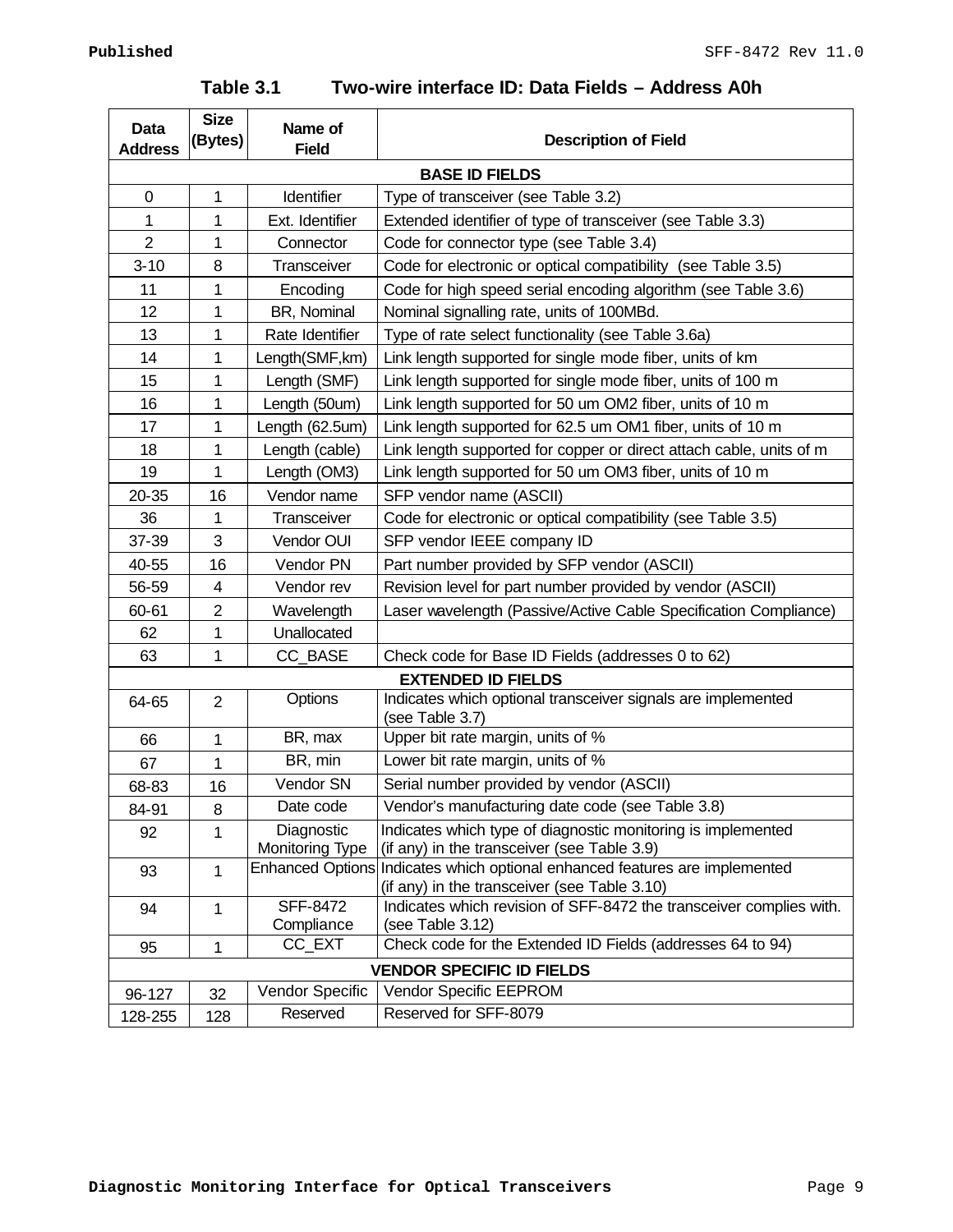**Table 3.1 Two-wire interface ID: Data Fields – Address A0h**

| Data Address | Size (Bytes) | Name of Field | Description of Field |
|---|---|---|---|
| **BASE ID FIELDS** | | | |
| 0 | 1 | Identifier | Type of transceiver (see Table 3.2) |
| 1 | 1 | Ext. Identifier | Extended identifier of type of transceiver (see Table 3.3) |
| 2 | 1 | Connector | Code for connector type (see Table 3.4) |
| 3-10 | 8 | Transceiver | Code for electronic or optical compatibility (see Table 3.5) |
| 11 | 1 | Encoding | Code for high speed serial encoding algorithm (see Table 3.6) |
| 12 | 1 | BR, Nominal | Nominal signalling rate, units of 100MBd. |
| 13 | 1 | Rate Identifier | Type of rate select functionality (see Table 3.6a) |
| 14 | 1 | Length(SMF,km) | Link length supported for single mode fiber, units of km |
| 15 | 1 | Length (SMF) | Link length supported for single mode fiber, units of 100 m |
| 16 | 1 | Length (50um) | Link length supported for 50 um OM2 fiber, units of 10 m |
| 17 | 1 | Length (62.5um) | Link length supported for 62.5 um OM1 fiber, units of 10 m |
| 18 | 1 | Length (cable) | Link length supported for copper or direct attach cable, units of m |
| 19 | 1 | Length (OM3) | Link length supported for 50 um OM3 fiber, units of 10 m |
| 20-35 | 16 | Vendor name | SFP vendor name (ASCII) |
| 36 | 1 | Transceiver | Code for electronic or optical compatibility (see Table 3.5) |
| 37-39 | 3 | Vendor OUI | SFP vendor IEEE company ID |
| 40-55 | 16 | Vendor PN | Part number provided by SFP vendor (ASCII) |
| 56-59 | 4 | Vendor rev | Revision level for part number provided by vendor (ASCII) |
| 60-61 | 2 | Wavelength | Laser wavelength (Passive/Active Cable Specification Compliance) |
| 62 | 1 | Unallocated | |
| 63 | 1 | CC_BASE | Check code for Base ID Fields (addresses 0 to 62) |
| **EXTENDED ID FIELDS** | | | |
| 64-65 | 2 | Options | Indicates which optional transceiver signals are implemented (see Table 3.7) |
| 66 | 1 | BR, max | Upper bit rate margin, units of % |
| 67 | 1 | BR, min | Lower bit rate margin, units of % |
| 68-83 | 16 | Vendor SN | Serial number provided by vendor (ASCII) |
| 84-91 | 8 | Date code | Vendor's manufacturing date code (see Table 3.8) |
| 92 | 1 | Diagnostic Monitoring Type | Indicates which type of diagnostic monitoring is implemented (if any) in the transceiver (see Table 3.9) |
| 93 | 1 | Enhanced Options | Indicates which optional enhanced features are implemented (if any) in the transceiver (see Table 3.10) |
| 94 | 1 | SFF-8472 Compliance | Indicates which revision of SFF-8472 the transceiver complies with. (see Table 3.12) |
| 95 | 1 | CC_EXT | Check code for the Extended ID Fields (addresses 64 to 94) |
| **VENDOR SPECIFIC ID FIELDS** | | | |
| 96-127 | 32 | Vendor Specific | Vendor Specific EEPROM |
| 128-255 | 128 | Reserved | Reserved for SFF-8079 |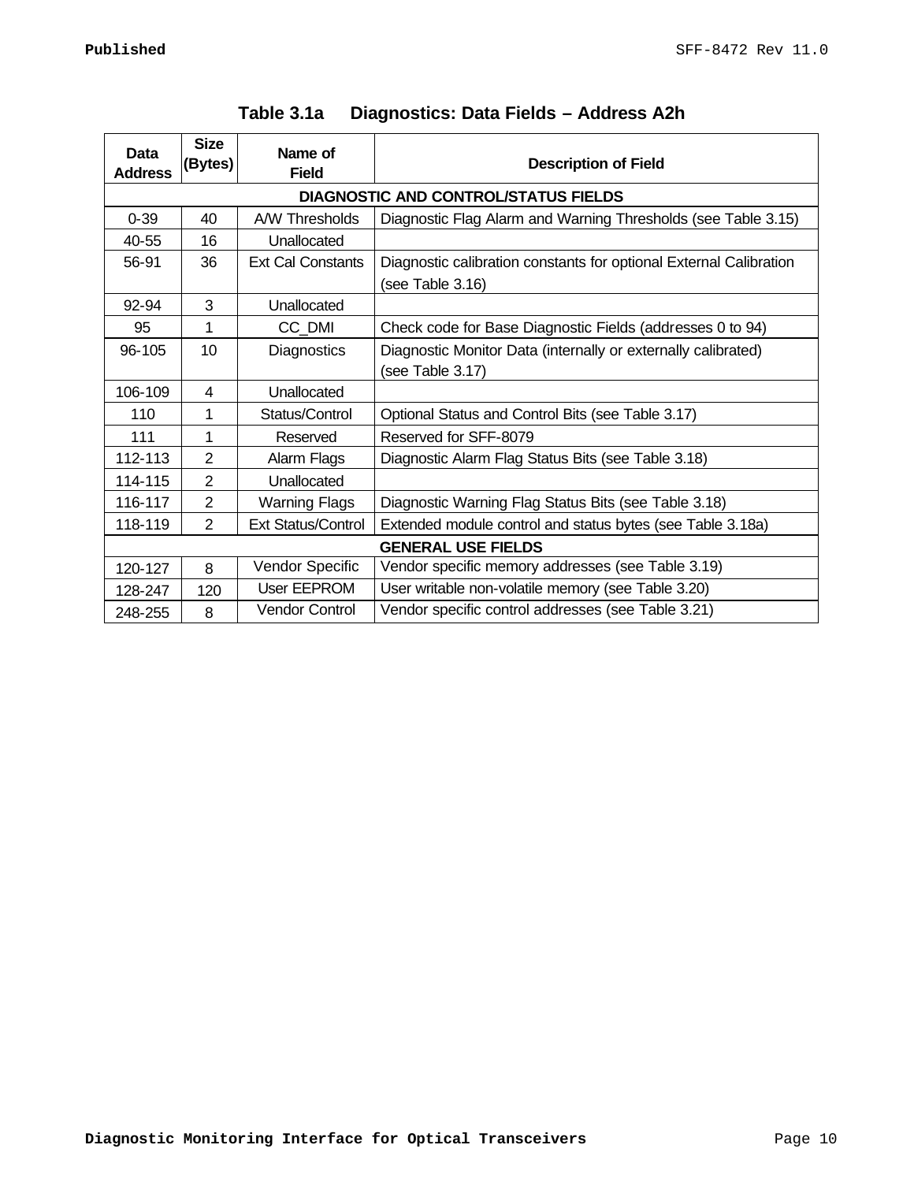**Table 3.1a Diagnostics: Data Fields – Address A2h**

| Data Address | Size (Bytes) | Name of Field | Description of Field |
|---|---|---|---|
| **DIAGNOSTIC AND CONTROL/STATUS FIELDS** | | | |
| 0-39 | 40 | A/W Thresholds | Diagnostic Flag Alarm and Warning Thresholds (see Table 3.15) |
| 40-55 | 16 | Unallocated | |
| 56-91 | 36 | Ext Cal Constants | Diagnostic calibration constants for optional External Calibration (see Table 3.16) |
| 92-94 | 3 | Unallocated | |
| 95 | 1 | CC_DMI | Check code for Base Diagnostic Fields (addresses 0 to 94) |
| 96-105 | 10 | Diagnostics | Diagnostic Monitor Data (internally or externally calibrated) (see Table 3.17) |
| 106-109 | 4 | Unallocated | |
| 110 | 1 | Status/Control | Optional Status and Control Bits (see Table 3.17) |
| 111 | 1 | Reserved | Reserved for SFF-8079 |
| 112-113 | 2 | Alarm Flags | Diagnostic Alarm Flag Status Bits (see Table 3.18) |
| 114-115 | 2 | Unallocated | |
| 116-117 | 2 | Warning Flags | Diagnostic Warning Flag Status Bits (see Table 3.18) |
| 118-119 | 2 | Ext Status/Control | Extended module control and status bytes (see Table 3.18a) |
| **GENERAL USE FIELDS** | | | |
| 120-127 | 8 | Vendor Specific | Vendor specific memory addresses (see Table 3.19) |
| 128-247 | 120 | User EEPROM | User writable non-volatile memory (see Table 3.20) |
| 248-255 | 8 | Vendor Control | Vendor specific control addresses (see Table 3.21) |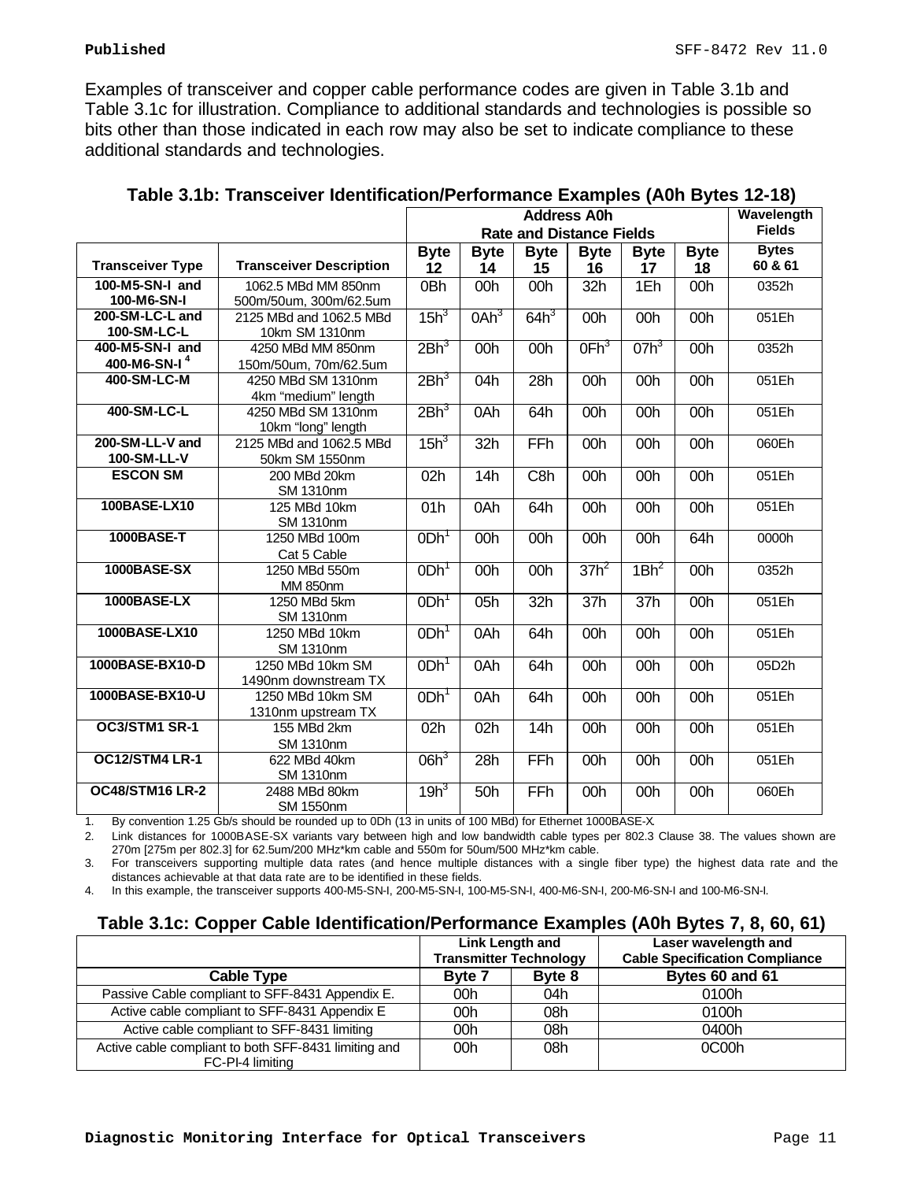Examples of transceiver and copper cable performance codes are given in Table 3.1b and Table 3.1c for illustration. Compliance to additional standards and technologies is possible so bits other than those indicated in each row may also be set to indicate compliance to these additional standards and technologies.

**Table 3.1b: Transceiver Identification/Performance Examples (A0h Bytes 12-18)**

| | | Address A0h Rate and Distance Fields | | | | | | Wavelength Fields |
|---|---|---|---|---|---|---|---|---|
| **Transceiver Type** | **Transceiver Description** | **Byte 12** | **Byte 14** | **Byte 15** | **Byte 16** | **Byte 17** | **Byte 18** | **Bytes 60 & 61** |
| **100-M5-SN-I and 100-M6-SN-I** | 1062.5 MBd MM 850nm 500m/50um, 300m/62.5um | 0Bh | 00h | 00h | 32h | 1Eh | 00h | 0352h |
| **200-SM-LC-L and 100-SM-LC-L** | 2125 MBd and 1062.5 MBd 10km SM 1310nm | 15h[3] | 0Ah[3] | 64h[3] | 00h | 00h | 00h | 051Eh |
| **400-M5-SN-I and 400-M6-SN-I[4]** | 4250 MBd MM 850nm 150m/50um, 70m/62.5um | 2Bh[3] | 00h | 00h | 0Fh[3] | 07h[3] | 00h | 0352h |
| **400-SM-LC-M** | 4250 MBd SM 1310nm 4km "medium" length | 2Bh[3] | 04h | 28h | 00h | 00h | 00h | 051Eh |
| **400-SM-LC-L** | 4250 MBd SM 1310nm 10km "long" length | 2Bh[3] | 0Ah | 64h | 00h | 00h | 00h | 051Eh |
| **200-SM-LL-V and 100-SM-LL-V** | 2125 MBd and 1062.5 MBd 50km SM 1550nm | 15h[3] | 32h | FFh | 00h | 00h | 00h | 060Eh |
| **ESCON SM** | 200 MBd 20km SM 1310nm | 02h | 14h | C8h | 00h | 00h | 00h | 051Eh |
| **100BASE-LX10** | 125 MBd 10km SM 1310nm | 01h | 0Ah | 64h | 00h | 00h | 00h | 051Eh |
| **1000BASE-T** | 1250 MBd 100m Cat 5 Cable | 0Dh[1] | 00h | 00h | 00h | 00h | 64h | 0000h |
| **1000BASE-SX** | 1250 MBd 550m MM 850nm | 0Dh[1] | 00h | 00h | 37h[2] | 1Bh[2] | 00h | 0352h |
| **1000BASE-LX** | 1250 MBd 5km SM 1310nm | 0Dh[1] | 05h | 32h | 37h | 37h | 00h | 051Eh |
| **1000BASE-LX10** | 1250 MBd 10km SM 1310nm | 0Dh[1] | 0Ah | 64h | 00h | 00h | 00h | 051Eh |
| **1000BASE-BX10-D** | 1250 MBd 10km SM 1490nm downstream TX | 0Dh[1] | 0Ah | 64h | 00h | 00h | 00h | 05D2h |
| **1000BASE-BX10-U** | 1250 MBd 10km SM 1310nm upstream TX | 0Dh[1] | 0Ah | 64h | 00h | 00h | 00h | 051Eh |
| **OC3/STM1 SR-1** | 155 MBd 2km SM 1310nm | 02h | 02h | 14h | 00h | 00h | 00h | 051Eh |
| **OC12/STM4 LR-1** | 622 MBd 40km SM 1310nm | 06h[3] | 28h | FFh | 00h | 00h | 00h | 051Eh |
| **OC48/STM16 LR-2** | 2488 MBd 80km SM 1550nm | 19h[3] | 50h | FFh | 00h | 00h | 00h | 060Eh |

1. By convention 1.25 Gb/s should be rounded up to 0Dh (13 in units of 100 MBd) for Ethernet 1000BASE-X.
2. Link distances for 1000BASE-SX variants vary between high and low bandwidth cable types per 802.3 Clause 38. The values shown are 270m [275m per 802.3] for 62.5um/200 MHz\*km cable and 550m for 50um/500 MHz\*km cable.
3. For transceivers supporting multiple data rates (and hence multiple distances with a single fiber type) the highest data rate and the distances achievable at that data rate are to be identified in these fields.
4. In this example, the transceiver supports 400-M5-SN-I, 200-M5-SN-I, 100-M5-SN-I, 400-M6-SN-I, 200-M6-SN-I and 100-M6-SN-I.

**Table 3.1c: Copper Cable Identification/Performance Examples (A0h Bytes 7, 8, 60, 61)**

| | Link Length and Transmitter Technology | | Laser wavelength and Cable Specification Compliance |
|---|---|---|---|
| **Cable Type** | **Byte 7** | **Byte 8** | **Bytes 60 and 61** |
| Passive Cable compliant to SFF-8431 Appendix E. | 00h | 04h | 0100h |
| Active cable compliant to SFF-8431 Appendix E | 00h | 08h | 0100h |
| Active cable compliant to SFF-8431 limiting | 00h | 08h | 0400h |
| Active cable compliant to both SFF-8431 limiting and FC-PI-4 limiting | 00h | 08h | 0C00h |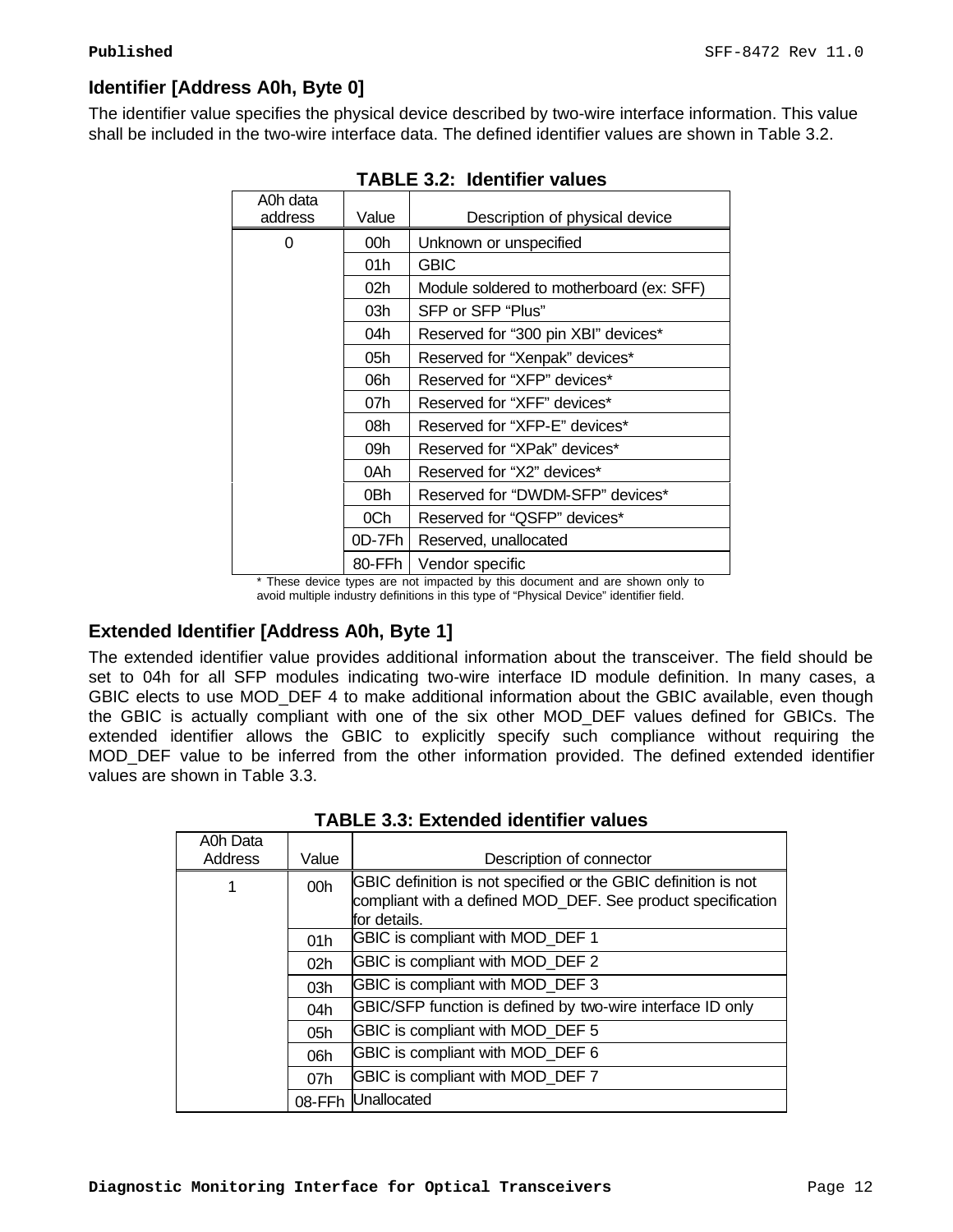### Identifier [Address A0h, Byte 0]

The identifier value specifies the physical device described by two-wire interface information. This value shall be included in the two-wire interface data. The defined identifier values are shown in Table 3.2.

**TABLE 3.2: Identifier values**

| A0h data address | Value | Description of physical device |
|---|---|---|
| 0 | 00h | Unknown or unspecified |
| | 01h | GBIC |
| | 02h | Module soldered to motherboard (ex: SFF) |
| | 03h | SFP or SFP "Plus" |
| | 04h | Reserved for "300 pin XBI" devices* |
| | 05h | Reserved for "Xenpak" devices* |
| | 06h | Reserved for "XFP" devices* |
| | 07h | Reserved for "XFF" devices* |
| | 08h | Reserved for "XFP-E" devices* |
| | 09h | Reserved for "XPak" devices* |
| | 0Ah | Reserved for "X2" devices* |
| | 0Bh | Reserved for "DWDM-SFP" devices* |
| | 0Ch | Reserved for "QSFP" devices* |
| | 0D-7Fh | Reserved, unallocated |
| | 80-FFh | Vendor specific |

* These device types are not impacted by this document and are shown only to avoid multiple industry definitions in this type of "Physical Device" identifier field.

### Extended Identifier [Address A0h, Byte 1]

The extended identifier value provides additional information about the transceiver. The field should be set to 04h for all SFP modules indicating two-wire interface ID module definition. In many cases, a GBIC elects to use MOD_DEF 4 to make additional information about the GBIC available, even though the GBIC is actually compliant with one of the six other MOD_DEF values defined for GBICs. The extended identifier allows the GBIC to explicitly specify such compliance without requiring the MOD_DEF value to be inferred from the other information provided. The defined extended identifier values are shown in Table 3.3.

**TABLE 3.3: Extended identifier values**

| A0h Data Address | Value | Description of connector |
|---|---|---|
| 1 | 00h | GBIC definition is not specified or the GBIC definition is not compliant with a defined MOD_DEF. See product specification for details. |
| | 01h | GBIC is compliant with MOD_DEF 1 |
| | 02h | GBIC is compliant with MOD_DEF 2 |
| | 03h | GBIC is compliant with MOD_DEF 3 |
| | 04h | GBIC/SFP function is defined by two-wire interface ID only |
| | 05h | GBIC is compliant with MOD_DEF 5 |
| | 06h | GBIC is compliant with MOD_DEF 6 |
| | 07h | GBIC is compliant with MOD_DEF 7 |
| | 08-FFh | Unallocated |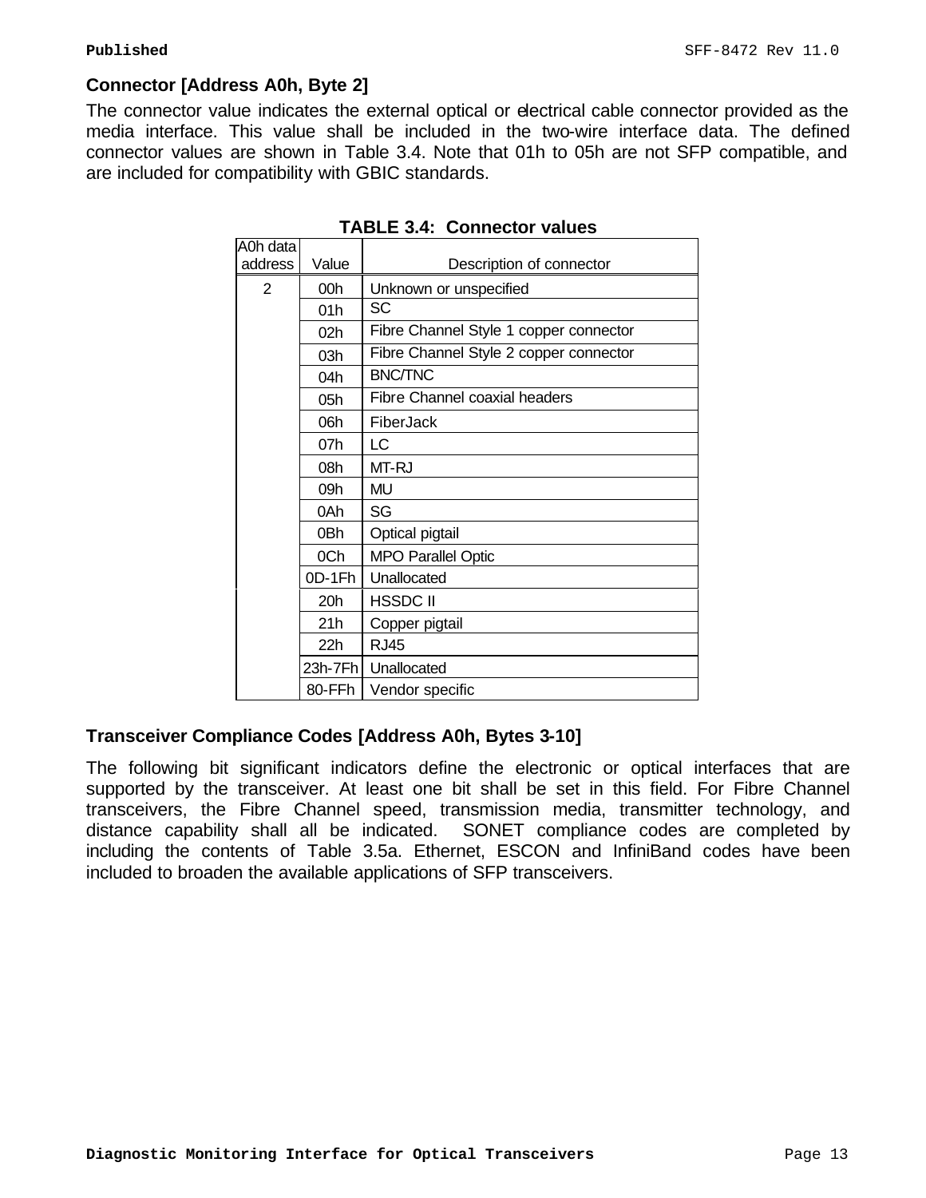### Connector [Address A0h, Byte 2]

The connector value indicates the external optical or electrical cable connector provided as the media interface. This value shall be included in the two-wire interface data. The defined connector values are shown in Table 3.4. Note that 01h to 05h are not SFP compatible, and are included for compatibility with GBIC standards.

**TABLE 3.4: Connector values**

| A0h data address | Value | Description of connector |
|---|---|---|
| 2 | 00h | Unknown or unspecified |
| | 01h | SC |
| | 02h | Fibre Channel Style 1 copper connector |
| | 03h | Fibre Channel Style 2 copper connector |
| | 04h | BNC/TNC |
| | 05h | Fibre Channel coaxial headers |
| | 06h | FiberJack |
| | 07h | LC |
| | 08h | MT-RJ |
| | 09h | MU |
| | 0Ah | SG |
| | 0Bh | Optical pigtail |
| | 0Ch | MPO Parallel Optic |
| | 0D-1Fh | Unallocated |
| | 20h | HSSDC II |
| | 21h | Copper pigtail |
| | 22h | RJ45 |
| | 23h-7Fh | Unallocated |
| | 80-FFh | Vendor specific |

### Transceiver Compliance Codes [Address A0h, Bytes 3-10]

The following bit significant indicators define the electronic or optical interfaces that are supported by the transceiver. At least one bit shall be set in this field. For Fibre Channel transceivers, the Fibre Channel speed, transmission media, transmitter technology, and distance capability shall all be indicated. SONET compliance codes are completed by including the contents of Table 3.5a. Ethernet, ESCON and InfiniBand codes have been included to broaden the available applications of SFP transceivers.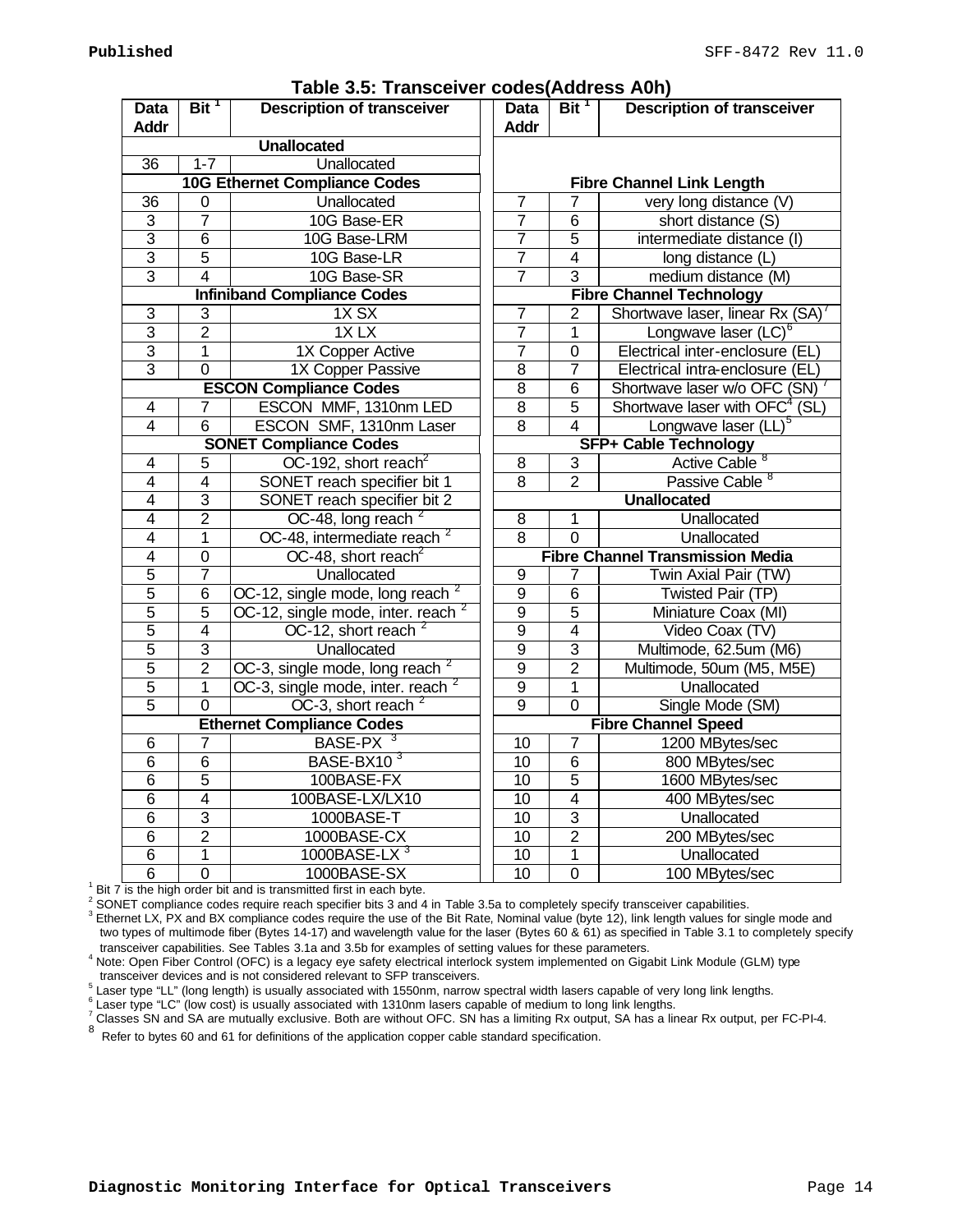**Table 3.5: Transceiver codes(Address A0h)**

| Data Addr | Bit [1] | Description of transceiver | Data Addr | Bit [1] | Description of transceiver |
|---|---|---|---|---|---|
| **Unallocated** | | | | | |
| 36 | 1-7 | Unallocated | | | |
| **10G Ethernet Compliance Codes** | | | **Fibre Channel Link Length** | | |
| 36 | 0 | Unallocated | 7 | 7 | very long distance (V) |
| 3 | 7 | 10G Base-ER | 7 | 6 | short distance (S) |
| 3 | 6 | 10G Base-LRM | 7 | 5 | intermediate distance (I) |
| 3 | 5 | 10G Base-LR | 7 | 4 | long distance (L) |
| 3 | 4 | 10G Base-SR | 7 | 3 | medium distance (M) |
| **Infiniband Compliance Codes** | | | **Fibre Channel Technology** | | |
| 3 | 3 | 1X SX | 7 | 2 | Shortwave laser, linear Rx (SA) [7] |
| 3 | 2 | 1X LX | 7 | 1 | Longwave laser (LC) [6] |
| 3 | 1 | 1X Copper Active | 7 | 0 | Electrical inter-enclosure (EL) |
| 3 | 0 | 1X Copper Passive | 8 | 7 | Electrical intra-enclosure (EL) |
| **ESCON Compliance Codes** | | | 8 | 6 | Shortwave laser w/o OFC (SN) [7] |
| 4 | 7 | ESCON MMF, 1310nm LED | 8 | 5 | Shortwave laser with OFC [4] (SL) |
| 4 | 6 | ESCON SMF, 1310nm Laser | 8 | 4 | Longwave laser (LL) [5] |
| **SONET Compliance Codes** | | | **SFP+ Cable Technology** | | |
| 4 | 5 | OC-192, short reach [2] | 8 | 3 | Active Cable [8] |
| 4 | 4 | SONET reach specifier bit 1 | 8 | 2 | Passive Cable [8] |
| 4 | 3 | SONET reach specifier bit 2 | **Unallocated** | | |
| 4 | 2 | OC-48, long reach [2] | 8 | 1 | Unallocated |
| 4 | 1 | OC-48, intermediate reach [2] | 8 | 0 | Unallocated |
| 4 | 0 | OC-48, short reach [2] | **Fibre Channel Transmission Media** | | |
| 5 | 7 | Unallocated | 9 | 7 | Twin Axial Pair (TW) |
| 5 | 6 | OC-12, single mode, long reach [2] | 9 | 6 | Twisted Pair (TP) |
| 5 | 5 | OC-12, single mode, inter. reach [2] | 9 | 5 | Miniature Coax (MI) |
| 5 | 4 | OC-12, short reach [2] | 9 | 4 | Video Coax (TV) |
| 5 | 3 | Unallocated | 9 | 3 | Multimode, 62.5um (M6) |
| 5 | 2 | OC-3, single mode, long reach [2] | 9 | 2 | Multimode, 50um (M5, M5E) |
| 5 | 1 | OC-3, single mode, inter. reach [2] | 9 | 1 | Unallocated |
| 5 | 0 | OC-3, short reach [2] | 9 | 0 | Single Mode (SM) |
| **Ethernet Compliance Codes** | | | **Fibre Channel Speed** | | |
| 6 | 7 | BASE-PX [3] | 10 | 7 | 1200 MBytes/sec |
| 6 | 6 | BASE-BX10 [3] | 10 | 6 | 800 MBytes/sec |
| 6 | 5 | 100BASE-FX | 10 | 5 | 1600 MBytes/sec |
| 6 | 4 | 100BASE-LX/LX10 | 10 | 4 | 400 MBytes/sec |
| 6 | 3 | 1000BASE-T | 10 | 3 | Unallocated |
| 6 | 2 | 1000BASE-CX | 10 | 2 | 200 MBytes/sec |
| 6 | 1 | 1000BASE-LX [3] | 10 | 1 | Unallocated |
| 6 | 0 | 1000BASE-SX | 10 | 0 | 100 MBytes/sec |

[1] Bit 7 is the high order bit and is transmitted first in each byte.
[2] SONET compliance codes require reach specifier bits 3 and 4 in Table 3.5a to completely specify transceiver capabilities.
[3] Ethernet LX, PX and BX compliance codes require the use of the Bit Rate, Nominal value (byte 12), link length values for single mode and two types of multimode fiber (Bytes 14-17) and wavelength value for the laser (Bytes 60 & 61) as specified in Table 3.1 to completely specify transceiver capabilities. See Tables 3.1a and 3.5b for examples of setting values for these parameters.
[4] Note: Open Fiber Control (OFC) is a legacy eye safety electrical interlock system implemented on Gigabit Link Module (GLM) type transceiver devices and is not considered relevant to SFP transceivers.
[5] Laser type "LL" (long length) is usually associated with 1550nm, narrow spectral width lasers capable of very long link lengths.
[6] Laser type "LC" (low cost) is usually associated with 1310nm lasers capable of medium to long link lengths.
[7] Classes SN and SA are mutually exclusive. Both are without OFC. SN has a limiting Rx output, SA has a linear Rx output, per FC-PI-4.
[8] Refer to bytes 60 and 61 for definitions of the application copper cable standard specification.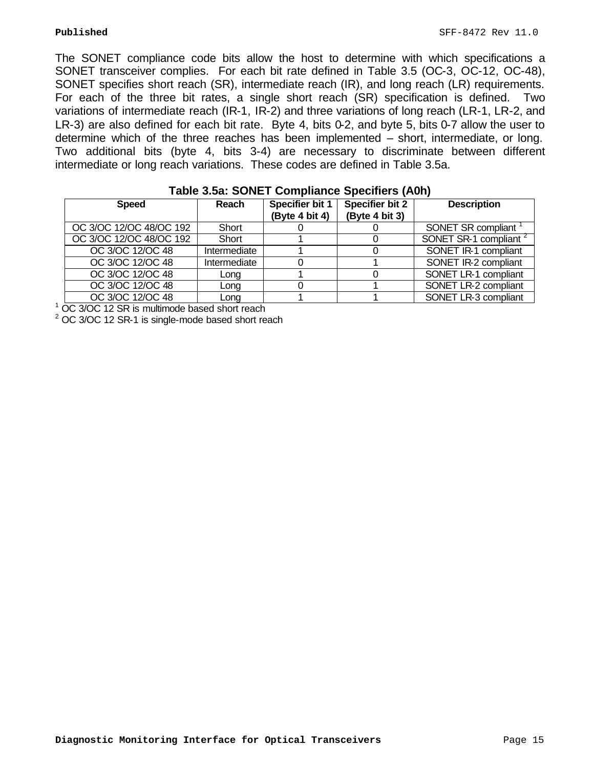The SONET compliance code bits allow the host to determine with which specifications a SONET transceiver complies. For each bit rate defined in Table 3.5 (OC-3, OC-12, OC-48), SONET specifies short reach (SR), intermediate reach (IR), and long reach (LR) requirements. For each of the three bit rates, a single short reach (SR) specification is defined. Two variations of intermediate reach (IR-1, IR-2) and three variations of long reach (LR-1, LR-2, and LR-3) are also defined for each bit rate. Byte 4, bits 0-2, and byte 5, bits 0-7 allow the user to determine which of the three reaches has been implemented – short, intermediate, or long. Two additional bits (byte 4, bits 3-4) are necessary to discriminate between different intermediate or long reach variations. These codes are defined in Table 3.5a.

**Table 3.5a: SONET Compliance Specifiers (A0h)**

| Speed | Reach | Specifier bit 1 (Byte 4 bit 4) | Specifier bit 2 (Byte 4 bit 3) | Description |
|---|---|---|---|---|
| OC 3/OC 12/OC 48/OC 192 | Short | 0 | 0 | SONET SR compliant [1] |
| OC 3/OC 12/OC 48/OC 192 | Short | 1 | 0 | SONET SR-1 compliant [2] |
| OC 3/OC 12/OC 48 | Intermediate | 1 | 0 | SONET IR-1 compliant |
| OC 3/OC 12/OC 48 | Intermediate | 0 | 1 | SONET IR-2 compliant |
| OC 3/OC 12/OC 48 | Long | 1 | 0 | SONET LR-1 compliant |
| OC 3/OC 12/OC 48 | Long | 0 | 1 | SONET LR-2 compliant |
| OC 3/OC 12/OC 48 | Long | 1 | 1 | SONET LR-3 compliant |

[1] OC 3/OC 12 SR is multimode based short reach

[2] OC 3/OC 12 SR-1 is single-mode based short reach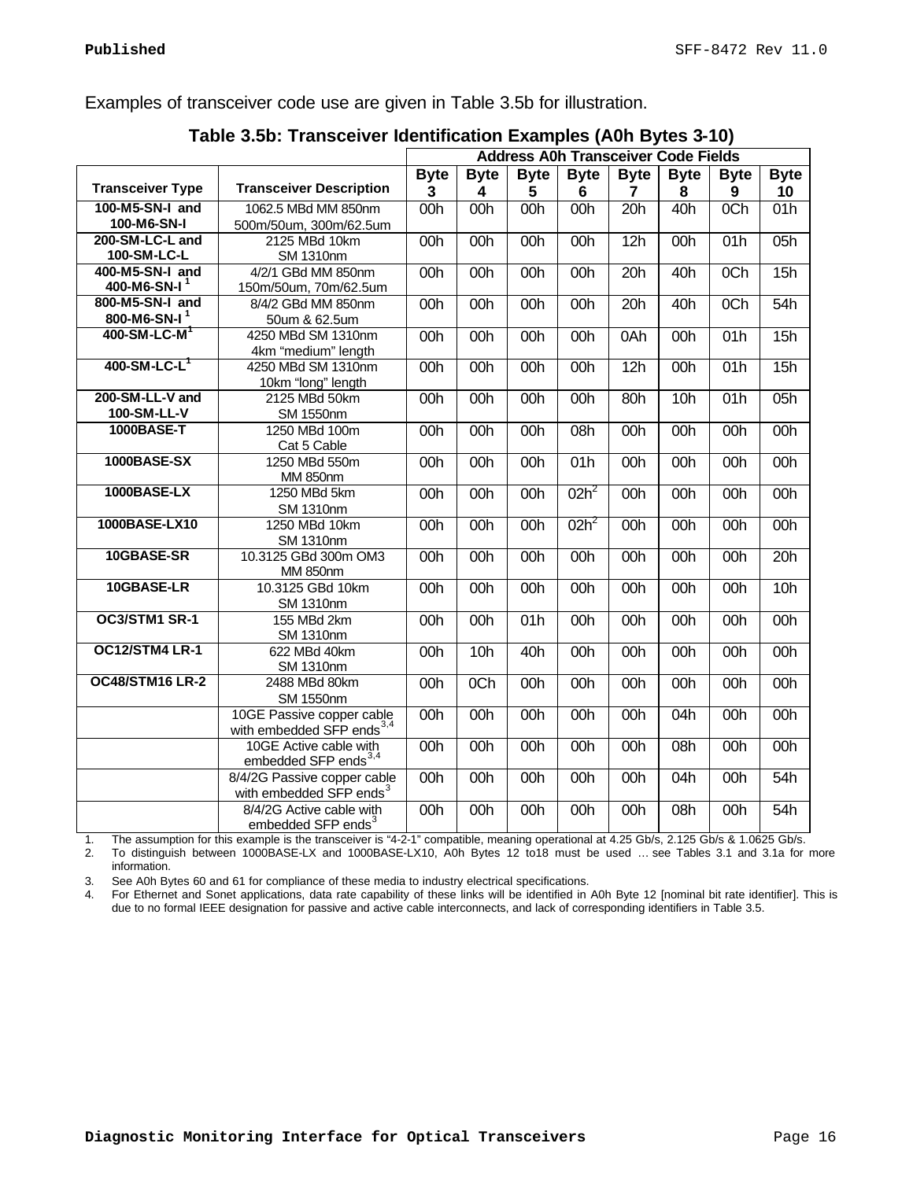Examples of transceiver code use are given in Table 3.5b for illustration.

**Table 3.5b: Transceiver Identification Examples (A0h Bytes 3-10)**

| | | Address A0h Transceiver Code Fields | | | | | | | |
|---|---|---|---|---|---|---|---|---|---|
| **Transceiver Type** | **Transceiver Description** | **Byte 3** | **Byte 4** | **Byte 5** | **Byte 6** | **Byte 7** | **Byte 8** | **Byte 9** | **Byte 10** |
| **100-M5-SN-I and 100-M6-SN-I** | 1062.5 MBd MM 850nm 500m/50um, 300m/62.5um | 00h | 00h | 00h | 00h | 20h | 40h | 0Ch | 01h |
| **200-SM-LC-L and 100-SM-LC-L** | 2125 MBd 10km SM 1310nm | 00h | 00h | 00h | 00h | 12h | 00h | 01h | 05h |
| **400-M5-SN-I and 400-M6-SN-I** [1] | 4/2/1 GBd MM 850nm 150m/50um, 70m/62.5um | 00h | 00h | 00h | 00h | 20h | 40h | 0Ch | 15h |
| **800-M5-SN-I and 800-M6-SN-I** [1] | 8/4/2 GBd MM 850nm 50um & 62.5um | 00h | 00h | 00h | 00h | 20h | 40h | 0Ch | 54h |
| **400-SM-LC-M** [1] | 4250 MBd SM 1310nm 4km "medium" length | 00h | 00h | 00h | 00h | 0Ah | 00h | 01h | 15h |
| **400-SM-LC-L** [1] | 4250 MBd SM 1310nm 10km "long" length | 00h | 00h | 00h | 00h | 12h | 00h | 01h | 15h |
| **200-SM-LL-V and 100-SM-LL-V** | 2125 MBd 50km SM 1550nm | 00h | 00h | 00h | 00h | 80h | 10h | 01h | 05h |
| **1000BASE-T** | 1250 MBd 100m Cat 5 Cable | 00h | 00h | 00h | 08h | 00h | 00h | 00h | 00h |
| **1000BASE-SX** | 1250 MBd 550m MM 850nm | 00h | 00h | 00h | 01h | 00h | 00h | 00h | 00h |
| **1000BASE-LX** | 1250 MBd 5km SM 1310nm | 00h | 00h | 00h | 02h [2] | 00h | 00h | 00h | 00h |
| **1000BASE-LX10** | 1250 MBd 10km SM 1310nm | 00h | 00h | 00h | 02h [2] | 00h | 00h | 00h | 00h |
| **10GBASE-SR** | 10.3125 GBd 300m OM3 MM 850nm | 00h | 00h | 00h | 00h | 00h | 00h | 00h | 20h |
| **10GBASE-LR** | 10.3125 GBd 10km SM 1310nm | 00h | 00h | 00h | 00h | 00h | 00h | 00h | 10h |
| **OC3/STM1 SR-1** | 155 MBd 2km SM 1310nm | 00h | 00h | 01h | 00h | 00h | 00h | 00h | 00h |
| **OC12/STM4 LR-1** | 622 MBd 40km SM 1310nm | 00h | 10h | 40h | 00h | 00h | 00h | 00h | 00h |
| **OC48/STM16 LR-2** | 2488 MBd 80km SM 1550nm | 00h | 0Ch | 00h | 00h | 00h | 00h | 00h | 00h |
| | 10GE Passive copper cable with embedded SFP ends [3,4] | 00h | 00h | 00h | 00h | 00h | 04h | 00h | 00h |
| | 10GE Active cable with embedded SFP ends [3,4] | 00h | 00h | 00h | 00h | 00h | 08h | 00h | 00h |
| | 8/4/2G Passive copper cable with embedded SFP ends [3] | 00h | 00h | 00h | 00h | 00h | 04h | 00h | 54h |
| | 8/4/2G Active cable with embedded SFP ends [3] | 00h | 00h | 00h | 00h | 00h | 08h | 00h | 54h |

1. The assumption for this example is the transceiver is "4-2-1" compatible, meaning operational at 4.25 Gb/s, 2.125 Gb/s & 1.0625 Gb/s.
2. To distinguish between 1000BASE-LX and 1000BASE-LX10, A0h Bytes 12 to18 must be used … see Tables 3.1 and 3.1a for more information.
3. See A0h Bytes 60 and 61 for compliance of these media to industry electrical specifications.
4. For Ethernet and Sonet applications, data rate capability of these links will be identified in A0h Byte 12 [nominal bit rate identifier]. This is due to no formal IEEE designation for passive and active cable interconnects, and lack of corresponding identifiers in Table 3.5.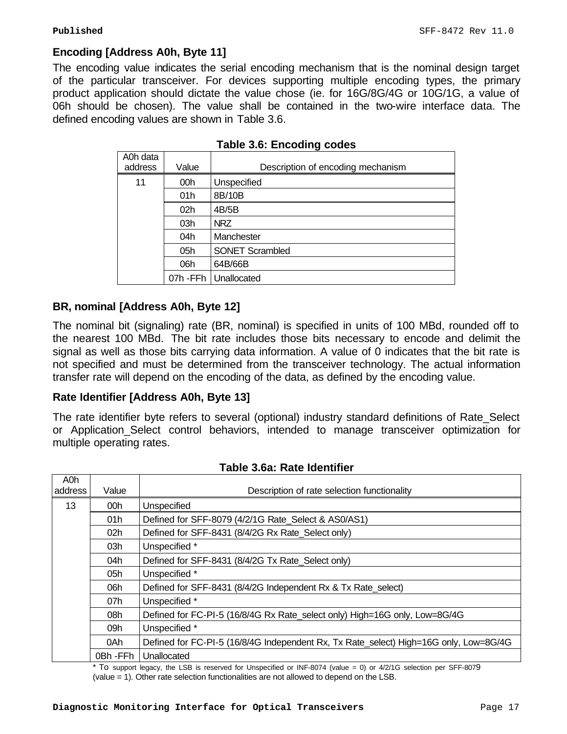### Encoding [Address A0h, Byte 11]

The encoding value indicates the serial encoding mechanism that is the nominal design target of the particular transceiver. For devices supporting multiple encoding types, the primary product application should dictate the value chose (ie. for 16G/8G/4G or 10G/1G, a value of 06h should be chosen). The value shall be contained in the two-wire interface data. The defined encoding values are shown in Table 3.6.

**Table 3.6: Encoding codes**

| A0h data address | Value | Description of encoding mechanism |
|---|---|---|
| 11 | 00h | Unspecified |
| | 01h | 8B/10B |
| | 02h | 4B/5B |
| | 03h | NRZ |
| | 04h | Manchester |
| | 05h | SONET Scrambled |
| | 06h | 64B/66B |
| | 07h -FFh | Unallocated |

### BR, nominal [Address A0h, Byte 12]

The nominal bit (signaling) rate (BR, nominal) is specified in units of 100 MBd, rounded off to the nearest 100 MBd. The bit rate includes those bits necessary to encode and delimit the signal as well as those bits carrying data information. A value of 0 indicates that the bit rate is not specified and must be determined from the transceiver technology. The actual information transfer rate will depend on the encoding of the data, as defined by the encoding value.

### Rate Identifier [Address A0h, Byte 13]

The rate identifier byte refers to several (optional) industry standard definitions of Rate_Select or Application_Select control behaviors, intended to manage transceiver optimization for multiple operating rates.

**Table 3.6a: Rate Identifier**

| A0h address | Value | Description of rate selection functionality |
|---|---|---|
| 13 | 00h | Unspecified |
| | 01h | Defined for SFF-8079 (4/2/1G Rate_Select & AS0/AS1) |
| | 02h | Defined for SFF-8431 (8/4/2G Rx Rate_Select only) |
| | 03h | Unspecified * |
| | 04h | Defined for SFF-8431 (8/4/2G Tx Rate_Select only) |
| | 05h | Unspecified * |
| | 06h | Defined for SFF-8431 (8/4/2G Independent Rx & Tx Rate_select) |
| | 07h | Unspecified * |
| | 08h | Defined for FC-PI-5 (16/8/4G Rx Rate_select only) High=16G only, Low=8G/4G |
| | 09h | Unspecified * |
| | 0Ah | Defined for FC-PI-5 (16/8/4G Independent Rx, Tx Rate_select) High=16G only, Low=8G/4G |
| | 0Bh -FFh | Unallocated |

* To support legacy, the LSB is reserved for Unspecified or INF-8074 (value = 0) or 4/2/1G selection per SFF-8079 (value = 1). Other rate selection functionalities are not allowed to depend on the LSB.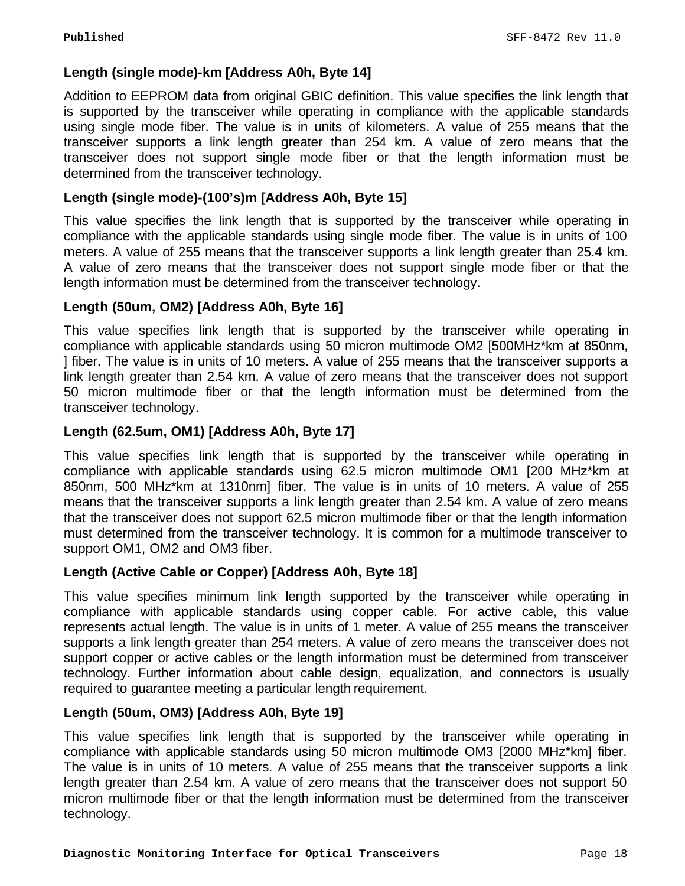### Length (single mode)-km [Address A0h, Byte 14]

Addition to EEPROM data from original GBIC definition. This value specifies the link length that is supported by the transceiver while operating in compliance with the applicable standards using single mode fiber. The value is in units of kilometers. A value of 255 means that the transceiver supports a link length greater than 254 km. A value of zero means that the transceiver does not support single mode fiber or that the length information must be determined from the transceiver technology.

### Length (single mode)-(100's)m [Address A0h, Byte 15]

This value specifies the link length that is supported by the transceiver while operating in compliance with the applicable standards using single mode fiber. The value is in units of 100 meters. A value of 255 means that the transceiver supports a link length greater than 25.4 km. A value of zero means that the transceiver does not support single mode fiber or that the length information must be determined from the transceiver technology.

### Length (50um, OM2) [Address A0h, Byte 16]

This value specifies link length that is supported by the transceiver while operating in compliance with applicable standards using 50 micron multimode OM2 [500MHz*km at 850nm, ] fiber. The value is in units of 10 meters. A value of 255 means that the transceiver supports a link length greater than 2.54 km. A value of zero means that the transceiver does not support 50 micron multimode fiber or that the length information must be determined from the transceiver technology.

### Length (62.5um, OM1) [Address A0h, Byte 17]

This value specifies link length that is supported by the transceiver while operating in compliance with applicable standards using 62.5 micron multimode OM1 [200 MHz*km at 850nm, 500 MHz*km at 1310nm] fiber. The value is in units of 10 meters. A value of 255 means that the transceiver supports a link length greater than 2.54 km. A value of zero means that the transceiver does not support 62.5 micron multimode fiber or that the length information must determined from the transceiver technology. It is common for a multimode transceiver to support OM1, OM2 and OM3 fiber.

### Length (Active Cable or Copper) [Address A0h, Byte 18]

This value specifies minimum link length supported by the transceiver while operating in compliance with applicable standards using copper cable. For active cable, this value represents actual length. The value is in units of 1 meter. A value of 255 means the transceiver supports a link length greater than 254 meters. A value of zero means the transceiver does not support copper or active cables or the length information must be determined from transceiver technology. Further information about cable design, equalization, and connectors is usually required to guarantee meeting a particular length requirement.

### Length (50um, OM3) [Address A0h, Byte 19]

This value specifies link length that is supported by the transceiver while operating in compliance with applicable standards using 50 micron multimode OM3 [2000 MHz*km] fiber. The value is in units of 10 meters. A value of 255 means that the transceiver supports a link length greater than 2.54 km. A value of zero means that the transceiver does not support 50 micron multimode fiber or that the length information must be determined from the transceiver technology.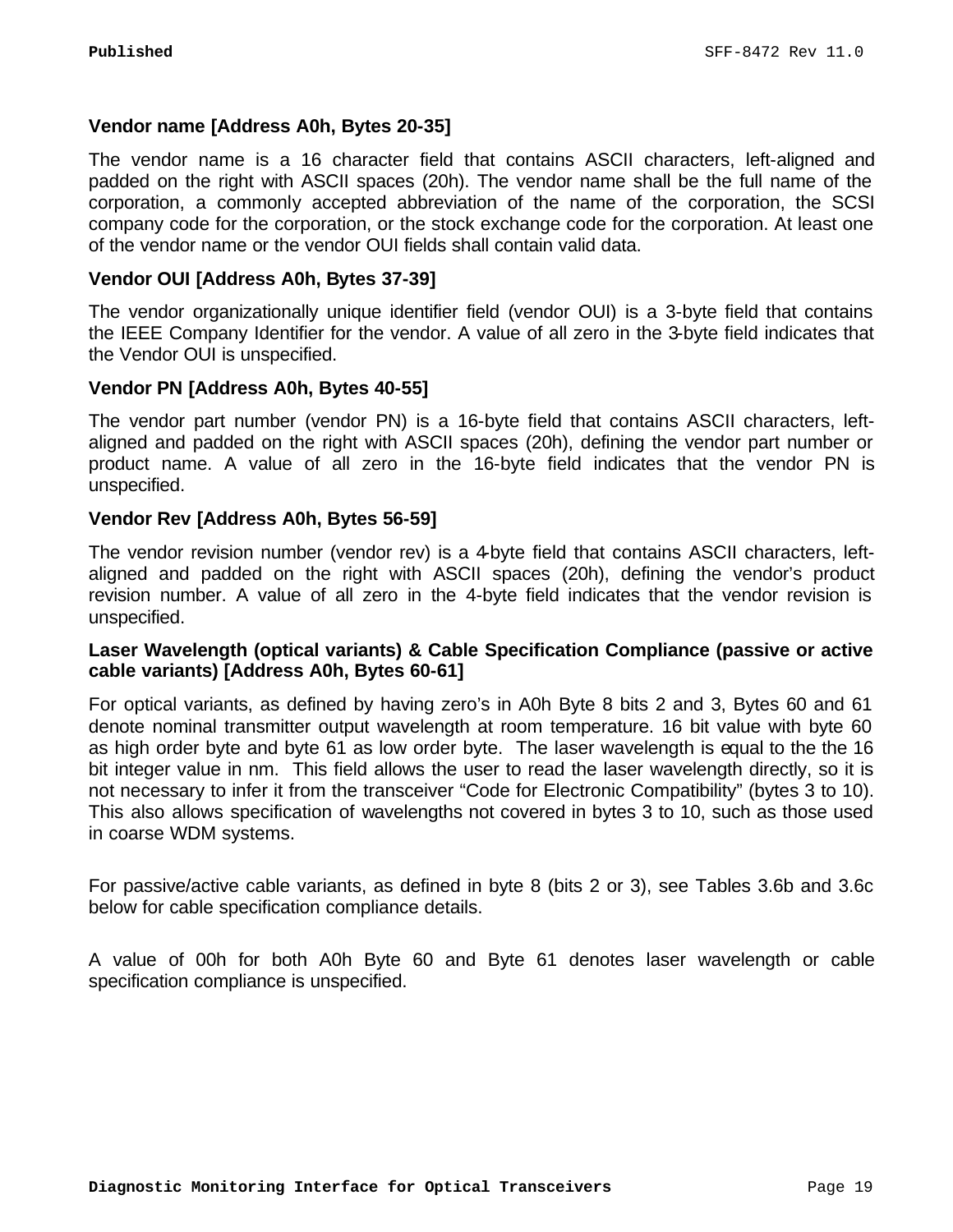**Vendor name [Address A0h, Bytes 20-35]**

The vendor name is a 16 character field that contains ASCII characters, left-aligned and padded on the right with ASCII spaces (20h). The vendor name shall be the full name of the corporation, a commonly accepted abbreviation of the name of the corporation, the SCSI company code for the corporation, or the stock exchange code for the corporation. At least one of the vendor name or the vendor OUI fields shall contain valid data.

**Vendor OUI [Address A0h, Bytes 37-39]**

The vendor organizationally unique identifier field (vendor OUI) is a 3-byte field that contains the IEEE Company Identifier for the vendor. A value of all zero in the 3-byte field indicates that the Vendor OUI is unspecified.

**Vendor PN [Address A0h, Bytes 40-55]**

The vendor part number (vendor PN) is a 16-byte field that contains ASCII characters, left-aligned and padded on the right with ASCII spaces (20h), defining the vendor part number or product name. A value of all zero in the 16-byte field indicates that the vendor PN is unspecified.

**Vendor Rev [Address A0h, Bytes 56-59]**

The vendor revision number (vendor rev) is a 4-byte field that contains ASCII characters, left-aligned and padded on the right with ASCII spaces (20h), defining the vendor's product revision number. A value of all zero in the 4-byte field indicates that the vendor revision is unspecified.

**Laser Wavelength (optical variants) & Cable Specification Compliance (passive or active cable variants) [Address A0h, Bytes 60-61]**

For optical variants, as defined by having zero's in A0h Byte 8 bits 2 and 3, Bytes 60 and 61 denote nominal transmitter output wavelength at room temperature. 16 bit value with byte 60 as high order byte and byte 61 as low order byte. The laser wavelength is equal to the the 16 bit integer value in nm. This field allows the user to read the laser wavelength directly, so it is not necessary to infer it from the transceiver "Code for Electronic Compatibility" (bytes 3 to 10). This also allows specification of wavelengths not covered in bytes 3 to 10, such as those used in coarse WDM systems.

For passive/active cable variants, as defined in byte 8 (bits 2 or 3), see Tables 3.6b and 3.6c below for cable specification compliance details.

A value of 00h for both A0h Byte 60 and Byte 61 denotes laser wavelength or cable specification compliance is unspecified.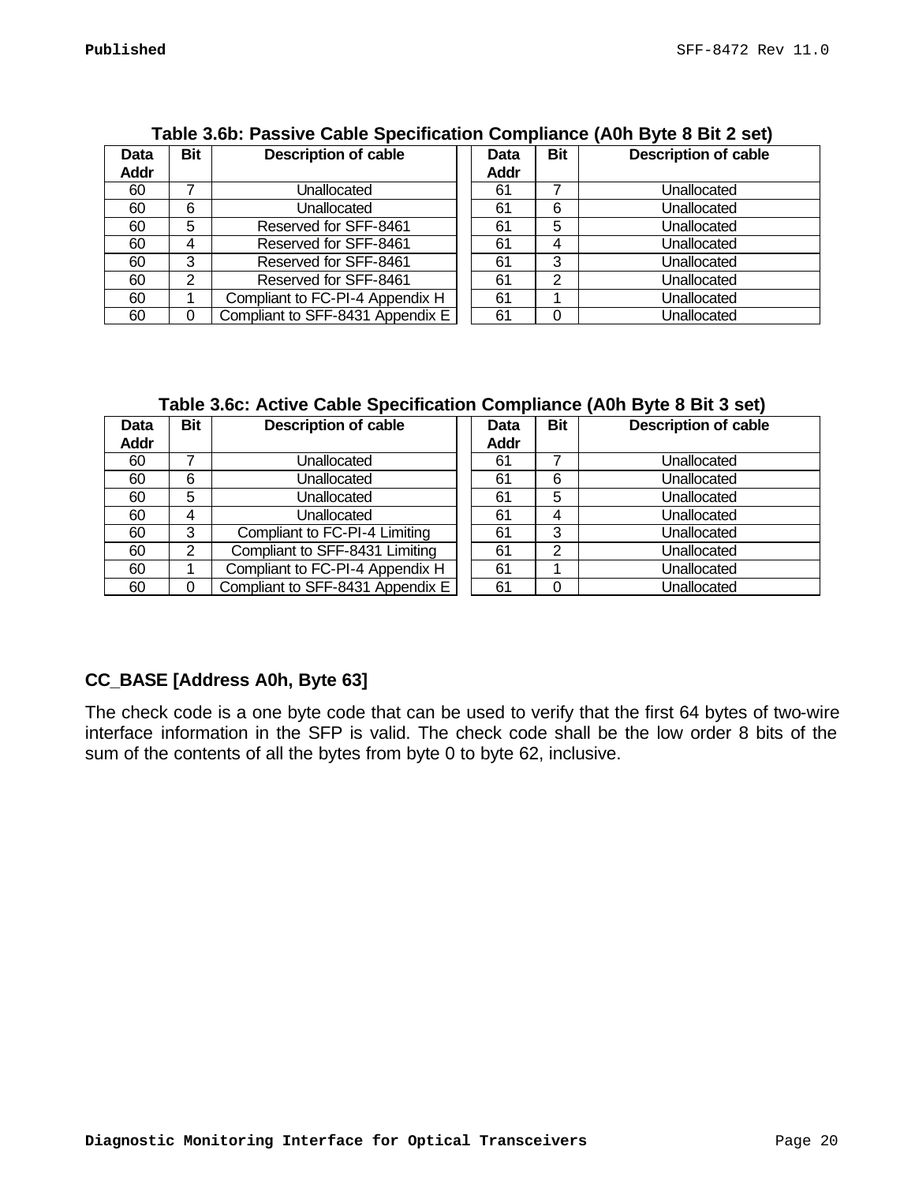**Table 3.6b: Passive Cable Specification Compliance (A0h Byte 8 Bit 2 set)**

| Data Addr | Bit | Description of cable | Data Addr | Bit | Description of cable |
|---|---|---|---|---|---|
| 60 | 7 | Unallocated | 61 | 7 | Unallocated |
| 60 | 6 | Unallocated | 61 | 6 | Unallocated |
| 60 | 5 | Reserved for SFF-8461 | 61 | 5 | Unallocated |
| 60 | 4 | Reserved for SFF-8461 | 61 | 4 | Unallocated |
| 60 | 3 | Reserved for SFF-8461 | 61 | 3 | Unallocated |
| 60 | 2 | Reserved for SFF-8461 | 61 | 2 | Unallocated |
| 60 | 1 | Compliant to FC-PI-4 Appendix H | 61 | 1 | Unallocated |
| 60 | 0 | Compliant to SFF-8431 Appendix E | 61 | 0 | Unallocated |

**Table 3.6c: Active Cable Specification Compliance (A0h Byte 8 Bit 3 set)**

| Data Addr | Bit | Description of cable | Data Addr | Bit | Description of cable |
|---|---|---|---|---|---|
| 60 | 7 | Unallocated | 61 | 7 | Unallocated |
| 60 | 6 | Unallocated | 61 | 6 | Unallocated |
| 60 | 5 | Unallocated | 61 | 5 | Unallocated |
| 60 | 4 | Unallocated | 61 | 4 | Unallocated |
| 60 | 3 | Compliant to FC-PI-4 Limiting | 61 | 3 | Unallocated |
| 60 | 2 | Compliant to SFF-8431 Limiting | 61 | 2 | Unallocated |
| 60 | 1 | Compliant to FC-PI-4 Appendix H | 61 | 1 | Unallocated |
| 60 | 0 | Compliant to SFF-8431 Appendix E | 61 | 0 | Unallocated |

### CC_BASE [Address A0h, Byte 63]

The check code is a one byte code that can be used to verify that the first 64 bytes of two-wire interface information in the SFP is valid. The check code shall be the low order 8 bits of the sum of the contents of all the bytes from byte 0 to byte 62, inclusive.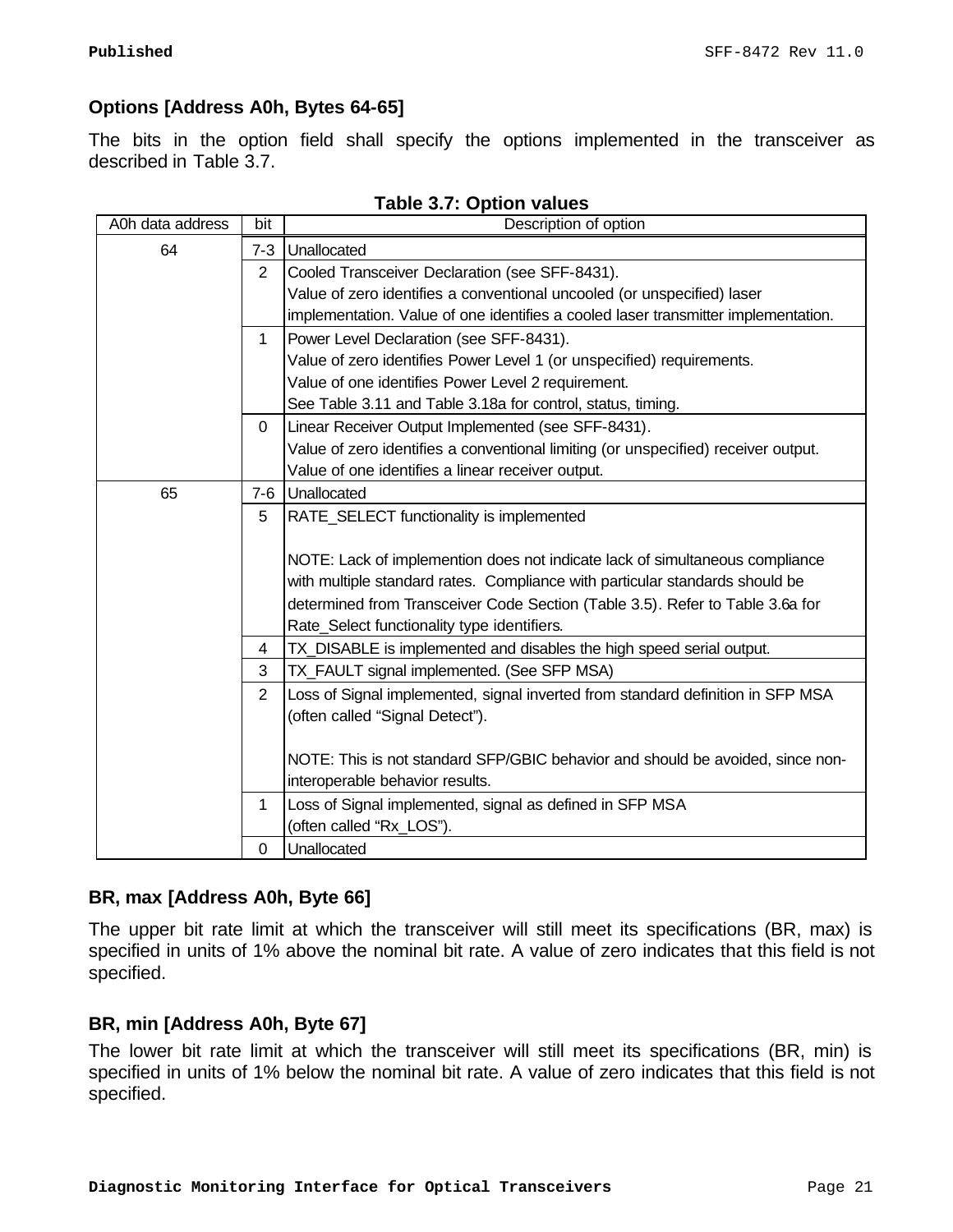### Options [Address A0h, Bytes 64-65]

The bits in the option field shall specify the options implemented in the transceiver as described in Table 3.7.

**Table 3.7: Option values**

| A0h data address | bit | Description of option |
|---|---|---|
| 64 | 7-3 | Unallocated |
| | 2 | Cooled Transceiver Declaration (see SFF-8431).<br>Value of zero identifies a conventional uncooled (or unspecified) laser implementation. Value of one identifies a cooled laser transmitter implementation. |
| | 1 | Power Level Declaration (see SFF-8431).<br>Value of zero identifies Power Level 1 (or unspecified) requirements.<br>Value of one identifies Power Level 2 requirement.<br>See Table 3.11 and Table 3.18a for control, status, timing. |
| | 0 | Linear Receiver Output Implemented (see SFF-8431).<br>Value of zero identifies a conventional limiting (or unspecified) receiver output.<br>Value of one identifies a linear receiver output. |
| 65 | 7-6 | Unallocated |
| | 5 | RATE_SELECT functionality is implemented<br><br>NOTE: Lack of implemention does not indicate lack of simultaneous compliance with multiple standard rates. Compliance with particular standards should be determined from Transceiver Code Section (Table 3.5). Refer to Table 3.6a for Rate_Select functionality type identifiers. |
| | 4 | TX_DISABLE is implemented and disables the high speed serial output. |
| | 3 | TX_FAULT signal implemented. (See SFP MSA) |
| | 2 | Loss of Signal implemented, signal inverted from standard definition in SFP MSA (often called “Signal Detect”).<br><br>NOTE: This is not standard SFP/GBIC behavior and should be avoided, since non-interoperable behavior results. |
| | 1 | Loss of Signal implemented, signal as defined in SFP MSA<br>(often called “Rx_LOS”). |
| | 0 | Unallocated |

### BR, max [Address A0h, Byte 66]

The upper bit rate limit at which the transceiver will still meet its specifications (BR, max) is specified in units of 1% above the nominal bit rate. A value of zero indicates that this field is not specified.

### BR, min [Address A0h, Byte 67]

The lower bit rate limit at which the transceiver will still meet its specifications (BR, min) is specified in units of 1% below the nominal bit rate. A value of zero indicates that this field is not specified.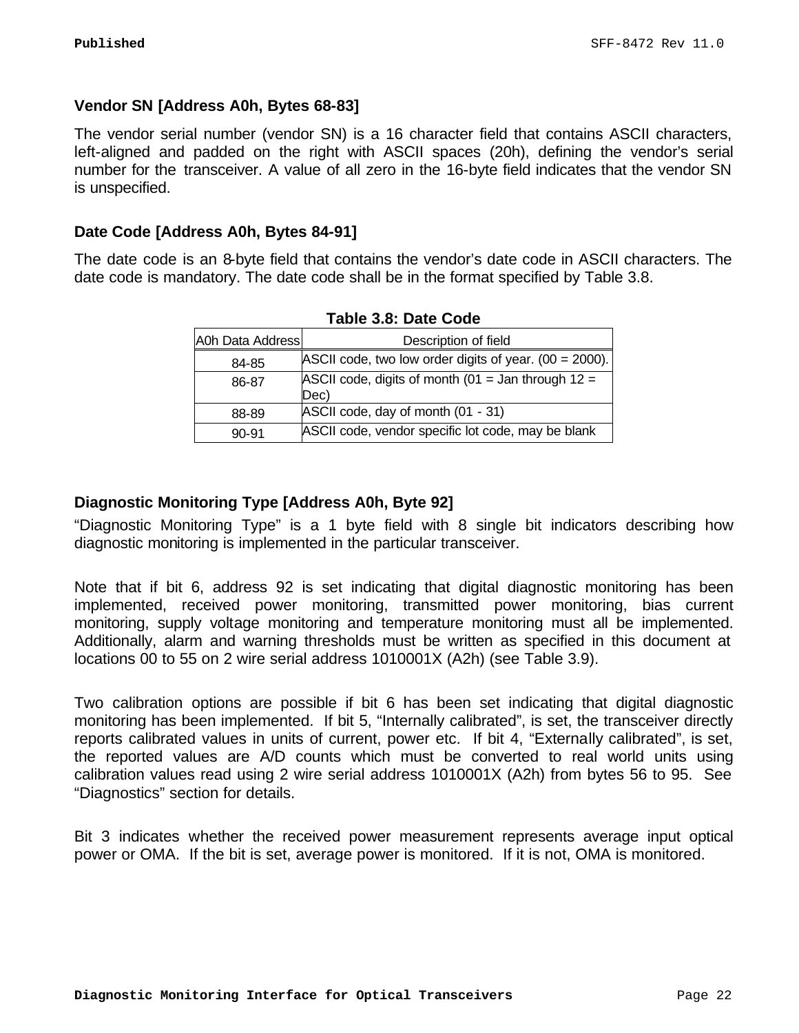### Vendor SN [Address A0h, Bytes 68-83]

The vendor serial number (vendor SN) is a 16 character field that contains ASCII characters, left-aligned and padded on the right with ASCII spaces (20h), defining the vendor's serial number for the transceiver. A value of all zero in the 16-byte field indicates that the vendor SN is unspecified.

### Date Code [Address A0h, Bytes 84-91]

The date code is an 8-byte field that contains the vendor's date code in ASCII characters. The date code is mandatory. The date code shall be in the format specified by Table 3.8.

**Table 3.8: Date Code**

| A0h Data Address | Description of field |
|---|---|
| 84-85 | ASCII code, two low order digits of year. (00 = 2000). |
| 86-87 | ASCII code, digits of month (01 = Jan through 12 = Dec) |
| 88-89 | ASCII code, day of month (01 - 31) |
| 90-91 | ASCII code, vendor specific lot code, may be blank |

### Diagnostic Monitoring Type [Address A0h, Byte 92]

"Diagnostic Monitoring Type" is a 1 byte field with 8 single bit indicators describing how diagnostic monitoring is implemented in the particular transceiver.

Note that if bit 6, address 92 is set indicating that digital diagnostic monitoring has been implemented, received power monitoring, transmitted power monitoring, bias current monitoring, supply voltage monitoring and temperature monitoring must all be implemented. Additionally, alarm and warning thresholds must be written as specified in this document at locations 00 to 55 on 2 wire serial address 1010001X (A2h) (see Table 3.9).

Two calibration options are possible if bit 6 has been set indicating that digital diagnostic monitoring has been implemented. If bit 5, "Internally calibrated", is set, the transceiver directly reports calibrated values in units of current, power etc. If bit 4, "Externally calibrated", is set, the reported values are A/D counts which must be converted to real world units using calibration values read using 2 wire serial address 1010001X (A2h) from bytes 56 to 95. See "Diagnostics" section for details.

Bit 3 indicates whether the received power measurement represents average input optical power or OMA. If the bit is set, average power is monitored. If it is not, OMA is monitored.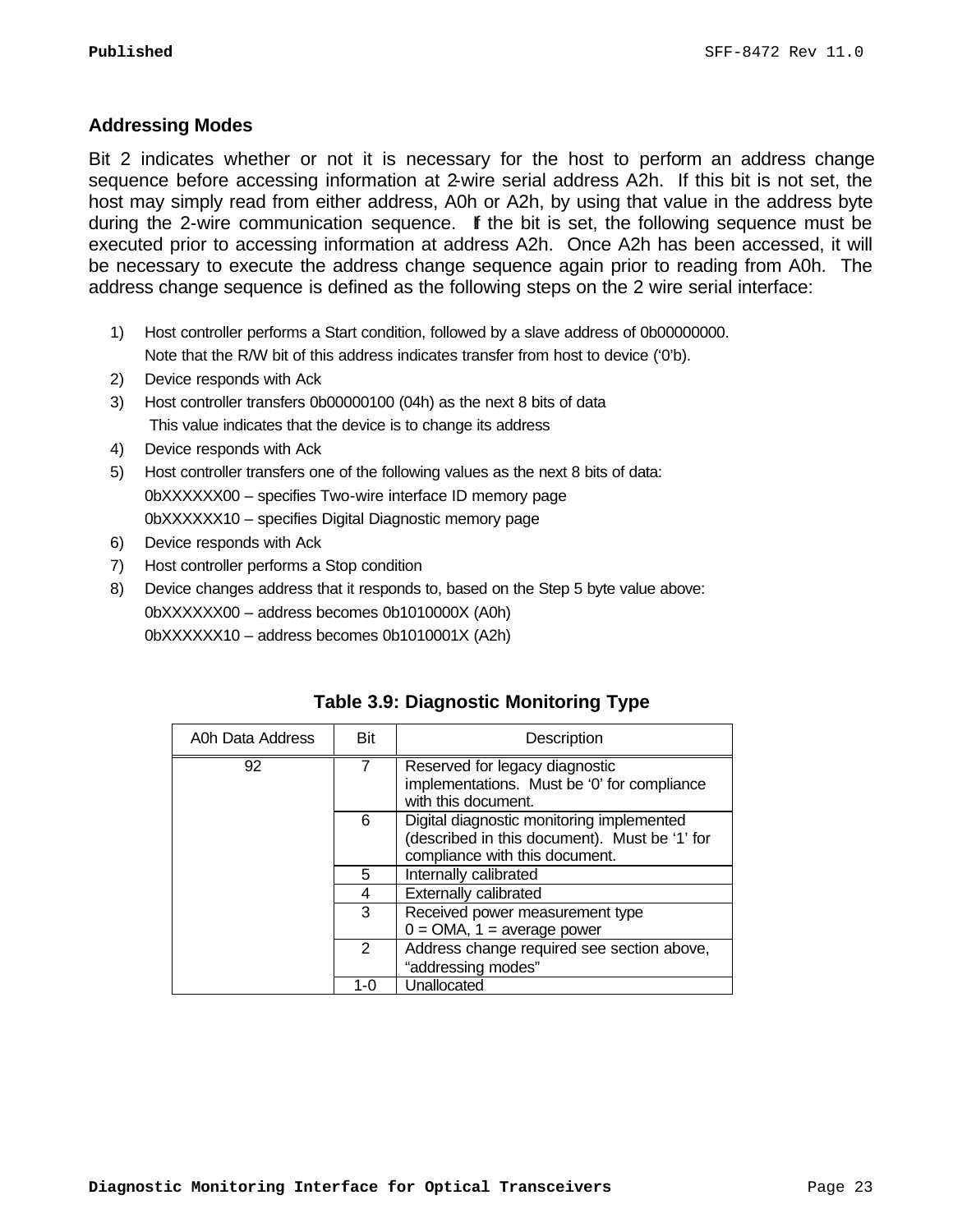### Addressing Modes

Bit 2 indicates whether or not it is necessary for the host to perform an address change sequence before accessing information at 2-wire serial address A2h. If this bit is not set, the host may simply read from either address, A0h or A2h, by using that value in the address byte during the 2-wire communication sequence. If the bit is set, the following sequence must be executed prior to accessing information at address A2h. Once A2h has been accessed, it will be necessary to execute the address change sequence again prior to reading from A0h. The address change sequence is defined as the following steps on the 2 wire serial interface:

1) Host controller performs a Start condition, followed by a slave address of 0b00000000.
   Note that the R/W bit of this address indicates transfer from host to device ('0'b).
2) Device responds with Ack
3) Host controller transfers 0b00000100 (04h) as the next 8 bits of data
   This value indicates that the device is to change its address
4) Device responds with Ack
5) Host controller transfers one of the following values as the next 8 bits of data:
   0bXXXXXX00 – specifies Two-wire interface ID memory page
   0bXXXXXX10 – specifies Digital Diagnostic memory page
6) Device responds with Ack
7) Host controller performs a Stop condition
8) Device changes address that it responds to, based on the Step 5 byte value above:
   0bXXXXXX00 – address becomes 0b1010000X (A0h)
   0bXXXXXX10 – address becomes 0b1010001X (A2h)

**Table 3.9: Diagnostic Monitoring Type**

| A0h Data Address | Bit | Description |
|---|---|---|
| 92 | 7 | Reserved for legacy diagnostic implementations. Must be '0' for compliance with this document. |
| | 6 | Digital diagnostic monitoring implemented (described in this document). Must be '1' for compliance with this document. |
| | 5 | Internally calibrated |
| | 4 | Externally calibrated |
| | 3 | Received power measurement type<br>0 = OMA, 1 = average power |
| | 2 | Address change required see section above, "addressing modes" |
| | 1-0 | Unallocated |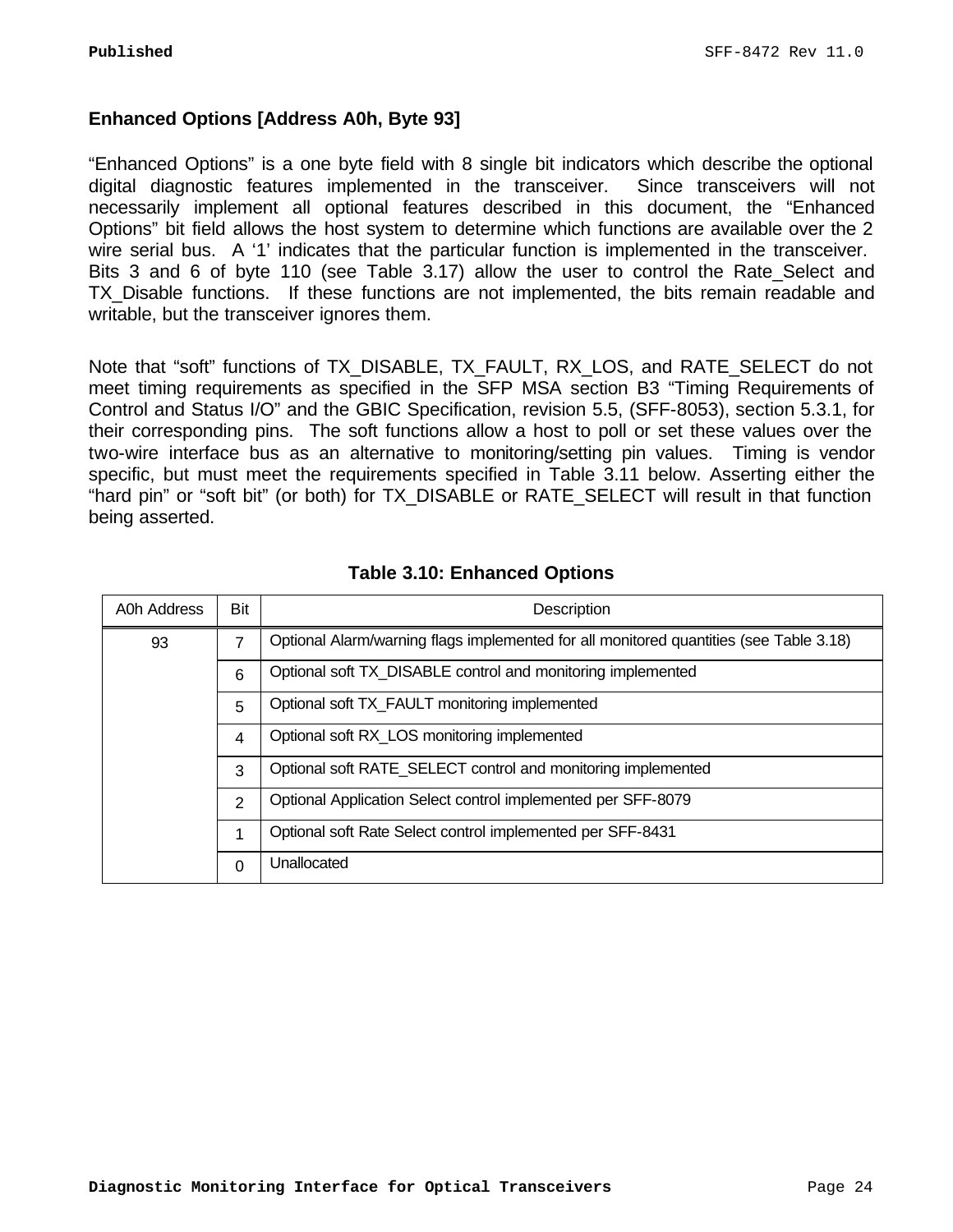## Enhanced Options [Address A0h, Byte 93]

"Enhanced Options" is a one byte field with 8 single bit indicators which describe the optional digital diagnostic features implemented in the transceiver. Since transceivers will not necessarily implement all optional features described in this document, the "Enhanced Options" bit field allows the host system to determine which functions are available over the 2 wire serial bus. A '1' indicates that the particular function is implemented in the transceiver. Bits 3 and 6 of byte 110 (see Table 3.17) allow the user to control the Rate_Select and TX_Disable functions. If these functions are not implemented, the bits remain readable and writable, but the transceiver ignores them.

Note that "soft" functions of TX_DISABLE, TX_FAULT, RX_LOS, and RATE_SELECT do not meet timing requirements as specified in the SFP MSA section B3 "Timing Requirements of Control and Status I/O" and the GBIC Specification, revision 5.5, (SFF-8053), section 5.3.1, for their corresponding pins. The soft functions allow a host to poll or set these values over the two-wire interface bus as an alternative to monitoring/setting pin values. Timing is vendor specific, but must meet the requirements specified in Table 3.11 below. Asserting either the "hard pin" or "soft bit" (or both) for TX_DISABLE or RATE_SELECT will result in that function being asserted.

**Table 3.10: Enhanced Options**

| A0h Address | Bit | Description |
|---|---|---|
| 93 | 7 | Optional Alarm/warning flags implemented for all monitored quantities (see Table 3.18) |
| | 6 | Optional soft TX_DISABLE control and monitoring implemented |
| | 5 | Optional soft TX_FAULT monitoring implemented |
| | 4 | Optional soft RX_LOS monitoring implemented |
| | 3 | Optional soft RATE_SELECT control and monitoring implemented |
| | 2 | Optional Application Select control implemented per SFF-8079 |
| | 1 | Optional soft Rate Select control implemented per SFF-8431 |
| | 0 | Unallocated |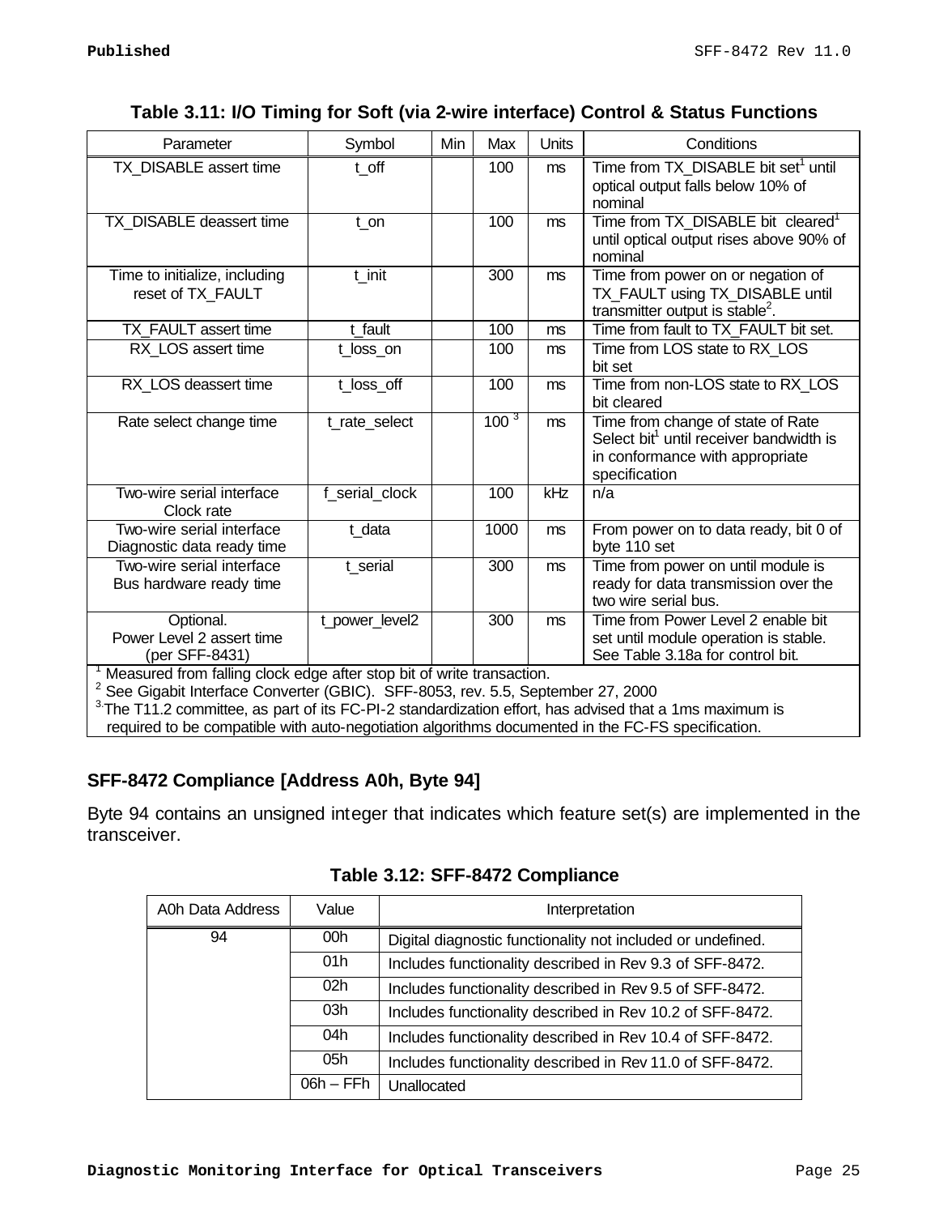**Table 3.11: I/O Timing for Soft (via 2-wire interface) Control & Status Functions**

| Parameter | Symbol | Min | Max | Units | Conditions |
|---|---|---|---|---|---|
| TX_DISABLE assert time | t_off | | 100 | ms | Time from TX_DISABLE bit set[1] until optical output falls below 10% of nominal |
| TX_DISABLE deassert time | t_on | | 100 | ms | Time from TX_DISABLE bit cleared[1] until optical output rises above 90% of nominal |
| Time to initialize, including reset of TX_FAULT | t_init | | 300 | ms | Time from power on or negation of TX_FAULT using TX_DISABLE until transmitter output is stable[2]. |
| TX_FAULT assert time | t_fault | | 100 | ms | Time from fault to TX_FAULT bit set. |
| RX_LOS assert time | t_loss_on | | 100 | ms | Time from LOS state to RX_LOS bit set |
| RX_LOS deassert time | t_loss_off | | 100 | ms | Time from non-LOS state to RX_LOS bit cleared |
| Rate select change time | t_rate_select | | 100 [3] | ms | Time from change of state of Rate Select bit[1] until receiver bandwidth is in conformance with appropriate specification |
| Two-wire serial interface Clock rate | f_serial_clock | | 100 | kHz | n/a |
| Two-wire serial interface Diagnostic data ready time | t_data | | 1000 | ms | From power on to data ready, bit 0 of byte 110 set |
| Two-wire serial interface Bus hardware ready time | t_serial | | 300 | ms | Time from power on until module is ready for data transmission over the two wire serial bus. |
| Optional. Power Level 2 assert time (per SFF-8431) | t_power_level2 | | 300 | ms | Time from Power Level 2 enable bit set until module operation is stable. See Table 3.18a for control bit. |

[1] Measured from falling clock edge after stop bit of write transaction.
[2] See Gigabit Interface Converter (GBIC). SFF-8053, rev. 5.5, September 27, 2000
[3] The T11.2 committee, as part of its FC-PI-2 standardization effort, has advised that a 1ms maximum is required to be compatible with auto-negotiation algorithms documented in the FC-FS specification.

## SFF-8472 Compliance [Address A0h, Byte 94]

Byte 94 contains an unsigned integer that indicates which feature set(s) are implemented in the transceiver.

**Table 3.12: SFF-8472 Compliance**

| A0h Data Address | Value | Interpretation |
|---|---|---|
| 94 | 00h | Digital diagnostic functionality not included or undefined. |
| | 01h | Includes functionality described in Rev 9.3 of SFF-8472. |
| | 02h | Includes functionality described in Rev 9.5 of SFF-8472. |
| | 03h | Includes functionality described in Rev 10.2 of SFF-8472. |
| | 04h | Includes functionality described in Rev 10.4 of SFF-8472. |
| | 05h | Includes functionality described in Rev 11.0 of SFF-8472. |
| | 06h – FFh | Unallocated |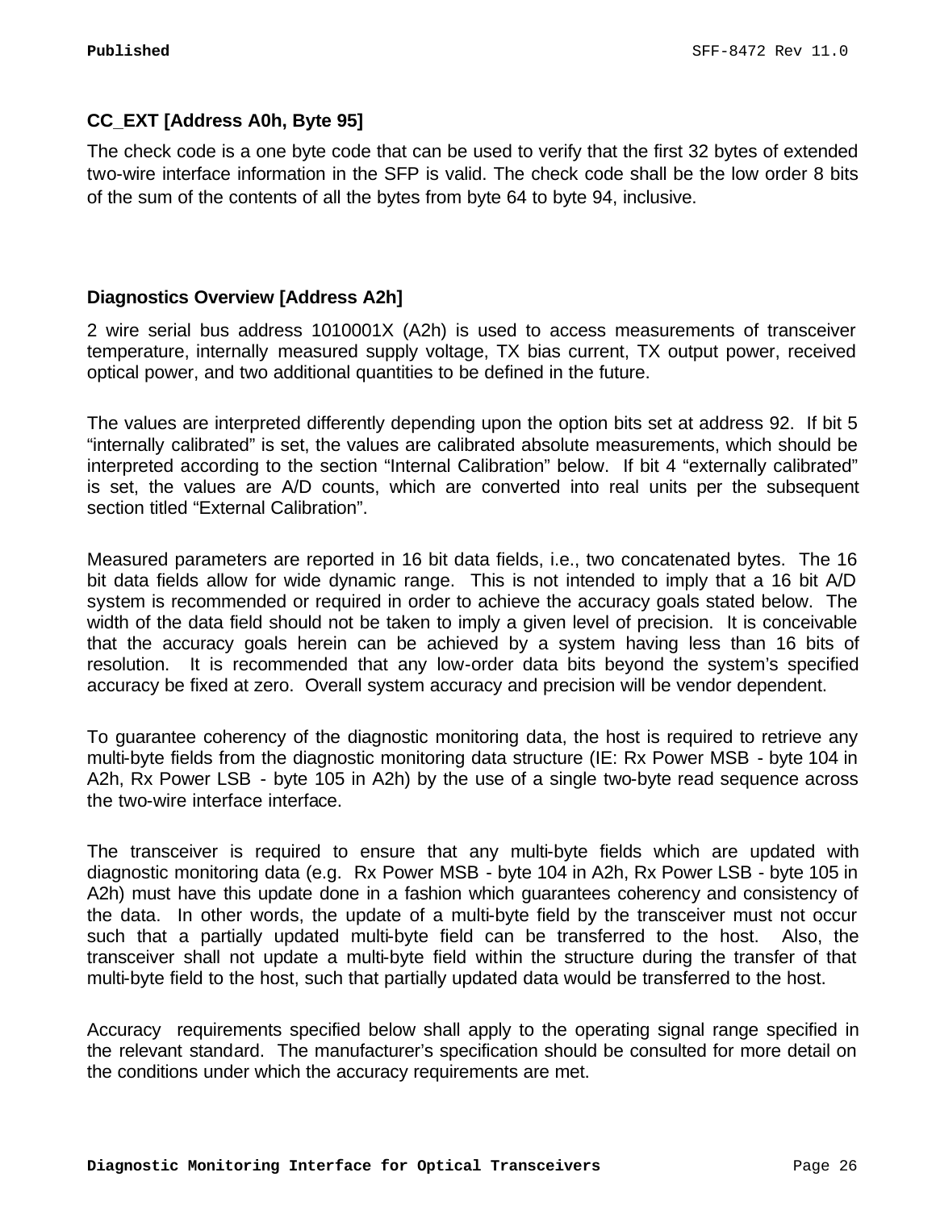### CC_EXT [Address A0h, Byte 95]

The check code is a one byte code that can be used to verify that the first 32 bytes of extended two-wire interface information in the SFP is valid. The check code shall be the low order 8 bits of the sum of the contents of all the bytes from byte 64 to byte 94, inclusive.

### Diagnostics Overview [Address A2h]

2 wire serial bus address 1010001X (A2h) is used to access measurements of transceiver temperature, internally measured supply voltage, TX bias current, TX output power, received optical power, and two additional quantities to be defined in the future.

The values are interpreted differently depending upon the option bits set at address 92. If bit 5 “internally calibrated” is set, the values are calibrated absolute measurements, which should be interpreted according to the section “Internal Calibration” below. If bit 4 “externally calibrated” is set, the values are A/D counts, which are converted into real units per the subsequent section titled “External Calibration”.

Measured parameters are reported in 16 bit data fields, i.e., two concatenated bytes. The 16 bit data fields allow for wide dynamic range. This is not intended to imply that a 16 bit A/D system is recommended or required in order to achieve the accuracy goals stated below. The width of the data field should not be taken to imply a given level of precision. It is conceivable that the accuracy goals herein can be achieved by a system having less than 16 bits of resolution. It is recommended that any low-order data bits beyond the system’s specified accuracy be fixed at zero. Overall system accuracy and precision will be vendor dependent.

To guarantee coherency of the diagnostic monitoring data, the host is required to retrieve any multi-byte fields from the diagnostic monitoring data structure (IE: Rx Power MSB - byte 104 in A2h, Rx Power LSB - byte 105 in A2h) by the use of a single two-byte read sequence across the two-wire interface interface.

The transceiver is required to ensure that any multi-byte fields which are updated with diagnostic monitoring data (e.g. Rx Power MSB - byte 104 in A2h, Rx Power LSB - byte 105 in A2h) must have this update done in a fashion which guarantees coherency and consistency of the data. In other words, the update of a multi-byte field by the transceiver must not occur such that a partially updated multi-byte field can be transferred to the host. Also, the transceiver shall not update a multi-byte field within the structure during the transfer of that multi-byte field to the host, such that partially updated data would be transferred to the host.

Accuracy requirements specified below shall apply to the operating signal range specified in the relevant standard. The manufacturer’s specification should be consulted for more detail on the conditions under which the accuracy requirements are met.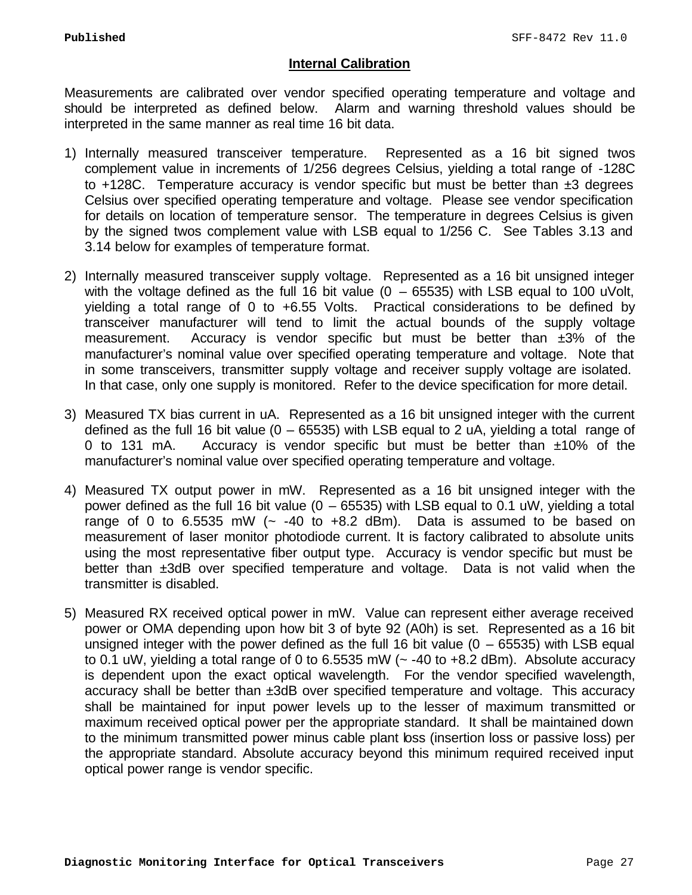## Internal Calibration

Measurements are calibrated over vendor specified operating temperature and voltage and should be interpreted as defined below. Alarm and warning threshold values should be interpreted in the same manner as real time 16 bit data.

1) Internally measured transceiver temperature. Represented as a 16 bit signed twos complement value in increments of 1/256 degrees Celsius, yielding a total range of -128C to +128C. Temperature accuracy is vendor specific but must be better than ±3 degrees Celsius over specified operating temperature and voltage. Please see vendor specification for details on location of temperature sensor. The temperature in degrees Celsius is given by the signed twos complement value with LSB equal to 1/256 C. See Tables 3.13 and 3.14 below for examples of temperature format.

2) Internally measured transceiver supply voltage. Represented as a 16 bit unsigned integer with the voltage defined as the full 16 bit value (0 – 65535) with LSB equal to 100 uVolt, yielding a total range of 0 to +6.55 Volts. Practical considerations to be defined by transceiver manufacturer will tend to limit the actual bounds of the supply voltage measurement. Accuracy is vendor specific but must be better than ±3% of the manufacturer's nominal value over specified operating temperature and voltage. Note that in some transceivers, transmitter supply voltage and receiver supply voltage are isolated. In that case, only one supply is monitored. Refer to the device specification for more detail.

3) Measured TX bias current in uA. Represented as a 16 bit unsigned integer with the current defined as the full 16 bit value (0 – 65535) with LSB equal to 2 uA, yielding a total range of 0 to 131 mA. Accuracy is vendor specific but must be better than ±10% of the manufacturer's nominal value over specified operating temperature and voltage.

4) Measured TX output power in mW. Represented as a 16 bit unsigned integer with the power defined as the full 16 bit value (0 – 65535) with LSB equal to 0.1 uW, yielding a total range of 0 to 6.5535 mW (~ -40 to +8.2 dBm). Data is assumed to be based on measurement of laser monitor photodiode current. It is factory calibrated to absolute units using the most representative fiber output type. Accuracy is vendor specific but must be better than ±3dB over specified temperature and voltage. Data is not valid when the transmitter is disabled.

5) Measured RX received optical power in mW. Value can represent either average received power or OMA depending upon how bit 3 of byte 92 (A0h) is set. Represented as a 16 bit unsigned integer with the power defined as the full 16 bit value (0 – 65535) with LSB equal to 0.1 uW, yielding a total range of 0 to 6.5535 mW (~ -40 to +8.2 dBm). Absolute accuracy is dependent upon the exact optical wavelength. For the vendor specified wavelength, accuracy shall be better than ±3dB over specified temperature and voltage. This accuracy shall be maintained for input power levels up to the lesser of maximum transmitted or maximum received optical power per the appropriate standard. It shall be maintained down to the minimum transmitted power minus cable plant loss (insertion loss or passive loss) per the appropriate standard. Absolute accuracy beyond this minimum required received input optical power range is vendor specific.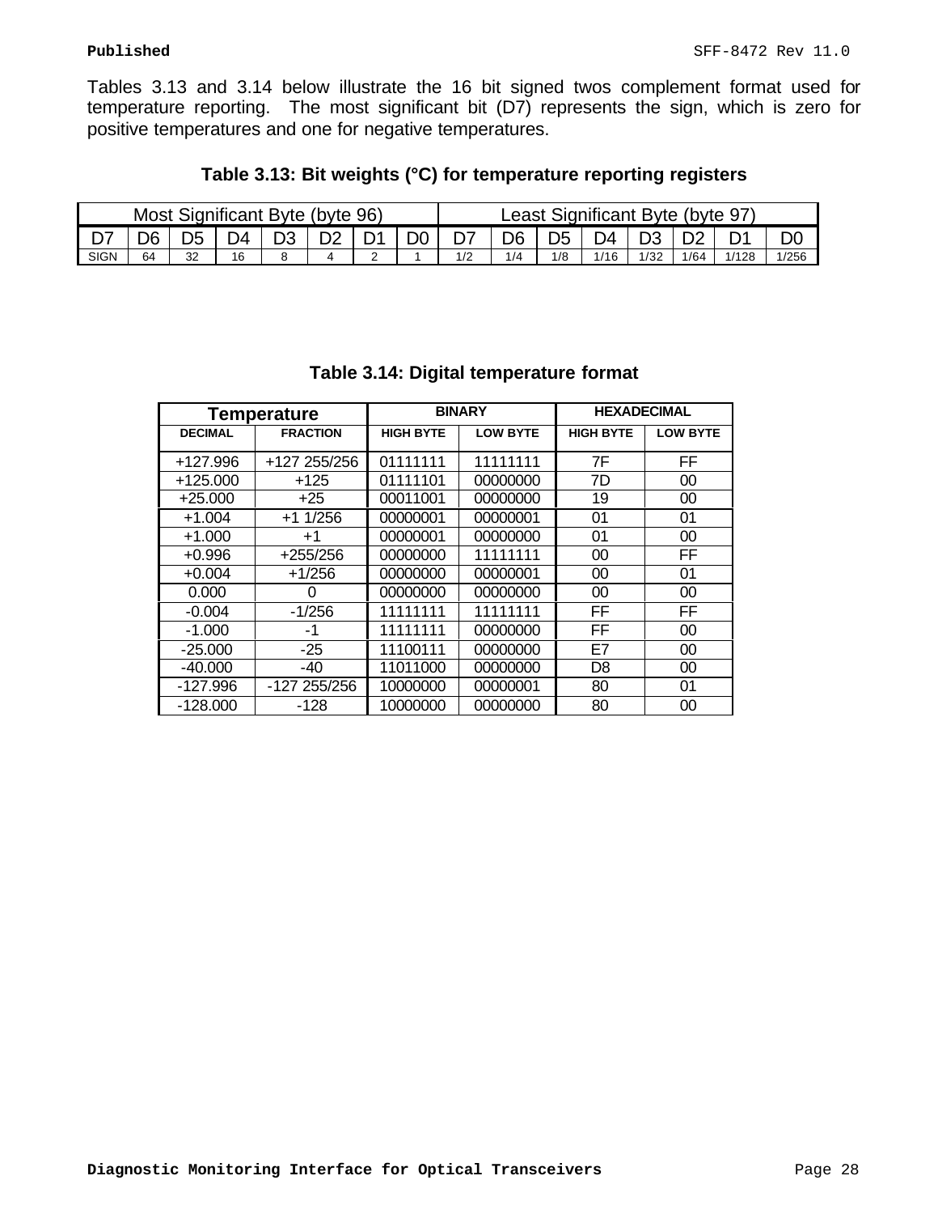Tables 3.13 and 3.14 below illustrate the 16 bit signed twos complement format used for temperature reporting. The most significant bit (D7) represents the sign, which is zero for positive temperatures and one for negative temperatures.

**Table 3.13: Bit weights (°C) for temperature reporting registers**

| Most Significant Byte (byte 96) | | | | | | | | Least Significant Byte (byte 97) | | | | | | | |
|---|---|---|---|---|---|---|---|---|---|---|---|---|---|---|---|
| D7 | D6 | D5 | D4 | D3 | D2 | D1 | D0 | D7 | D6 | D5 | D4 | D3 | D2 | D1 | D0 |
| SIGN | 64 | 32 | 16 | 8 | 4 | 2 | 1 | 1/2 | 1/4 | 1/8 | 1/16 | 1/32 | 1/64 | 1/128 | 1/256 |

**Table 3.14: Digital temperature format**

| Temperature | | BINARY | | HEXADECIMAL | |
|---|---|---|---|---|---|
| DECIMAL | FRACTION | HIGH BYTE | LOW BYTE | HIGH BYTE | LOW BYTE |
| +127.996 | +127 255/256 | 01111111 | 11111111 | 7F | FF |
| +125.000 | +125 | 01111101 | 00000000 | 7D | 00 |
| +25.000 | +25 | 00011001 | 00000000 | 19 | 00 |
| +1.004 | +1 1/256 | 00000001 | 00000001 | 01 | 01 |
| +1.000 | +1 | 00000001 | 00000000 | 01 | 00 |
| +0.996 | +255/256 | 00000000 | 11111111 | 00 | FF |
| +0.004 | +1/256 | 00000000 | 00000001 | 00 | 01 |
| 0.000 | 0 | 00000000 | 00000000 | 00 | 00 |
| -0.004 | -1/256 | 11111111 | 11111111 | FF | FF |
| -1.000 | -1 | 11111111 | 00000000 | FF | 00 |
| -25.000 | -25 | 11100111 | 00000000 | E7 | 00 |
| -40.000 | -40 | 11011000 | 00000000 | D8 | 00 |
| -127.996 | -127 255/256 | 10000000 | 00000001 | 80 | 01 |
| -128.000 | -128 | 10000000 | 00000000 | 80 | 00 |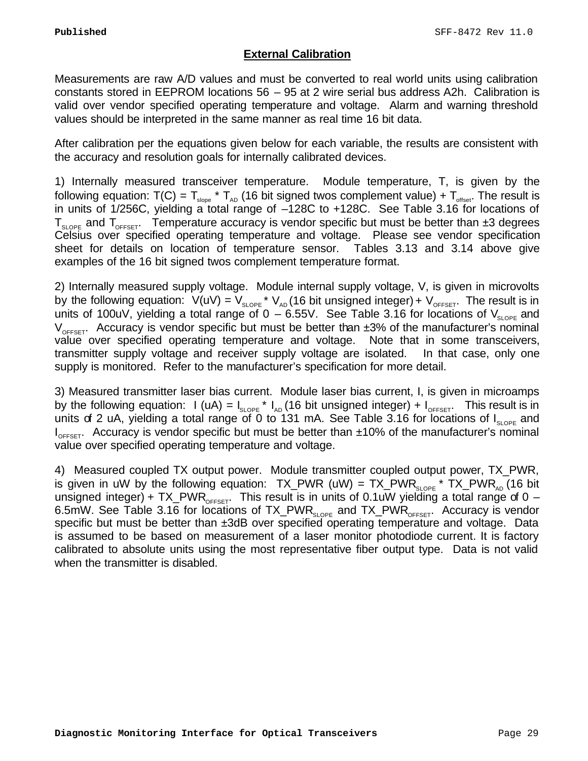## External Calibration

Measurements are raw A/D values and must be converted to real world units using calibration constants stored in EEPROM locations 56 – 95 at 2 wire serial bus address A2h. Calibration is valid over vendor specified operating temperature and voltage. Alarm and warning threshold values should be interpreted in the same manner as real time 16 bit data.

After calibration per the equations given below for each variable, the results are consistent with the accuracy and resolution goals for internally calibrated devices.

1) Internally measured transceiver temperature. Module temperature, T, is given by the following equation: $T(C) = T_{slope} * T_{AD}$ (16 bit signed twos complement value) + $T_{offset}$. The result is in units of 1/256C, yielding a total range of –128C to +128C. See Table 3.16 for locations of $T_{SLOPE}$ and $T_{OFFSET}$. Temperature accuracy is vendor specific but must be better than ±3 degrees Celsius over specified operating temperature and voltage. Please see vendor specification sheet for details on location of temperature sensor. Tables 3.13 and 3.14 above give examples of the 16 bit signed twos complement temperature format.

2) Internally measured supply voltage. Module internal supply voltage, V, is given in microvolts by the following equation: $V(uV) = V_{SLOPE} * V_{AD}$ (16 bit unsigned integer) + $V_{OFFSET}$. The result is in units of 100uV, yielding a total range of 0 – 6.55V. See Table 3.16 for locations of $V_{SLOPE}$ and $V_{OFFSET}$. Accuracy is vendor specific but must be better than ±3% of the manufacturer's nominal value over specified operating temperature and voltage. Note that in some transceivers, transmitter supply voltage and receiver supply voltage are isolated. In that case, only one supply is monitored. Refer to the manufacturer's specification for more detail.

3) Measured transmitter laser bias current. Module laser bias current, I, is given in microamps by the following equation: $I\ (uA) = I_{SLOPE} * I_{AD}$ (16 bit unsigned integer) + $I_{OFFSET}$. This result is in units of 2 uA, yielding a total range of 0 to 131 mA. See Table 3.16 for locations of $I_{SLOPE}$ and $I_{OFFSET}$. Accuracy is vendor specific but must be better than ±10% of the manufacturer's nominal value over specified operating temperature and voltage.

4) Measured coupled TX output power. Module transmitter coupled output power, TX_PWR, is given in uW by the following equation: $TX\_PWR\ (uW) = TX\_PWR_{SLOPE} * TX\_PWR_{AD}$ (16 bit unsigned integer) + $TX\_PWR_{OFFSET}$. This result is in units of 0.1uW yielding a total range of 0 – 6.5mW. See Table 3.16 for locations of $TX\_PWR_{SLOPE}$ and $TX\_PWR_{OFFSET}$. Accuracy is vendor specific but must be better than ±3dB over specified operating temperature and voltage. Data is assumed to be based on measurement of a laser monitor photodiode current. It is factory calibrated to absolute units using the most representative fiber output type. Data is not valid when the transmitter is disabled.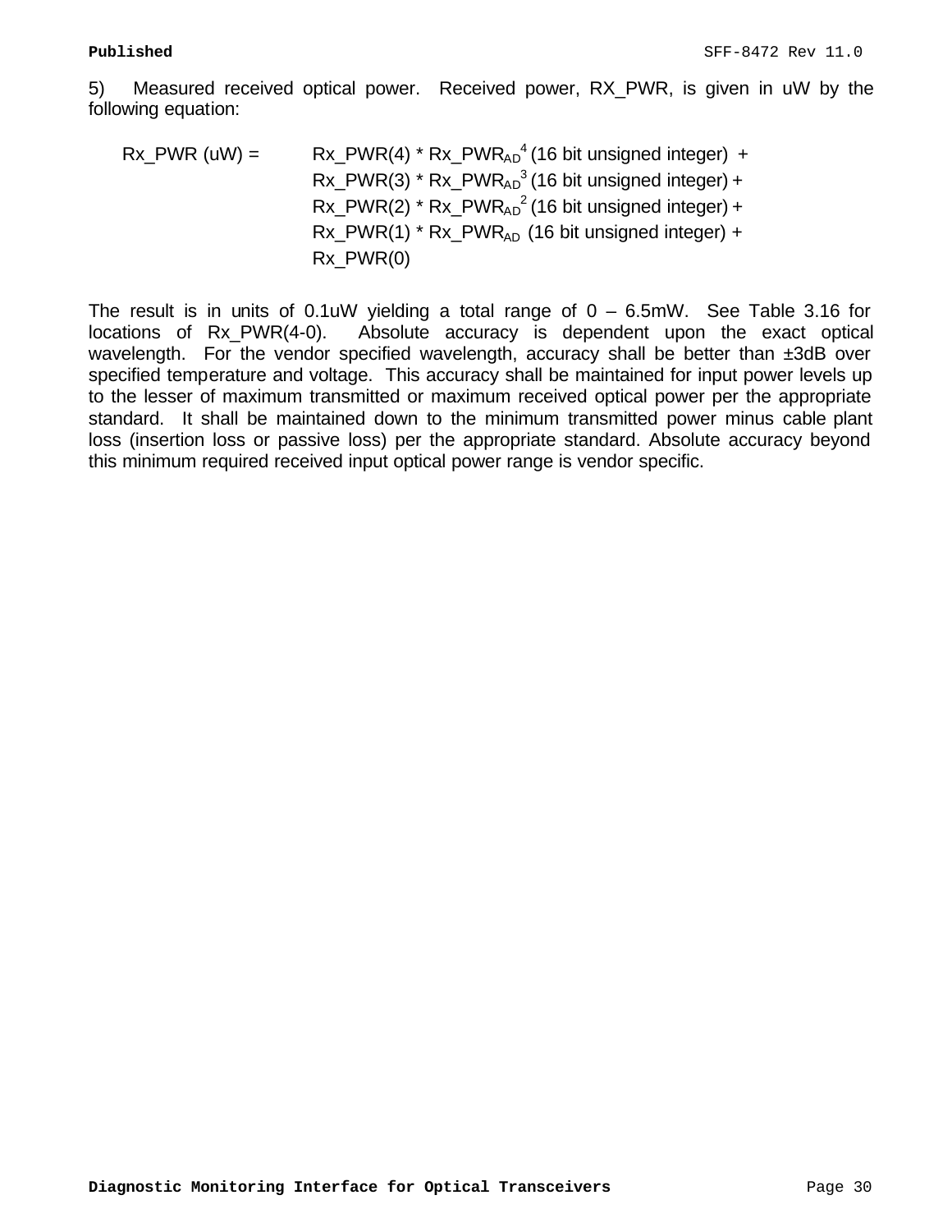5) Measured received optical power. Received power, RX_PWR, is given in uW by the following equation:

$$
\begin{aligned}
Rx\_PWR\ (uW) = \ & Rx\_PWR(4) * Rx\_PWR_{AD}^{4}\ \text{(16 bit unsigned integer)} + \\
& Rx\_PWR(3) * Rx\_PWR_{AD}^{3}\ \text{(16 bit unsigned integer)} + \\
& Rx\_PWR(2) * Rx\_PWR_{AD}^{2}\ \text{(16 bit unsigned integer)} + \\
& Rx\_PWR(1) * Rx\_PWR_{AD}\ \text{(16 bit unsigned integer)} + \\
& Rx\_PWR(0)
\end{aligned}
$$

The result is in units of 0.1uW yielding a total range of 0 – 6.5mW. See Table 3.16 for locations of Rx_PWR(4-0). Absolute accuracy is dependent upon the exact optical wavelength. For the vendor specified wavelength, accuracy shall be better than ±3dB over specified temperature and voltage. This accuracy shall be maintained for input power levels up to the lesser of maximum transmitted or maximum received optical power per the appropriate standard. It shall be maintained down to the minimum transmitted power minus cable plant loss (insertion loss or passive loss) per the appropriate standard. Absolute accuracy beyond this minimum required received input optical power range is vendor specific.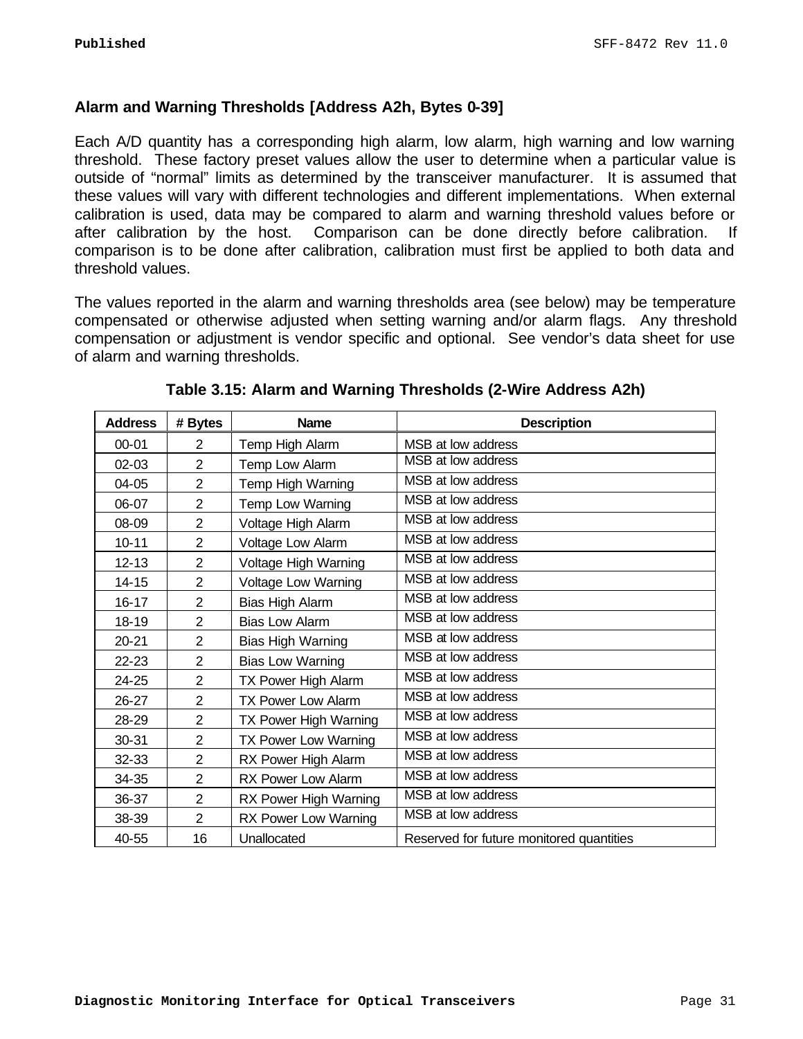### Alarm and Warning Thresholds [Address A2h, Bytes 0-39]

Each A/D quantity has a corresponding high alarm, low alarm, high warning and low warning threshold. These factory preset values allow the user to determine when a particular value is outside of "normal" limits as determined by the transceiver manufacturer. It is assumed that these values will vary with different technologies and different implementations. When external calibration is used, data may be compared to alarm and warning threshold values before or after calibration by the host. Comparison can be done directly before calibration. If comparison is to be done after calibration, calibration must first be applied to both data and threshold values.

The values reported in the alarm and warning thresholds area (see below) may be temperature compensated or otherwise adjusted when setting warning and/or alarm flags. Any threshold compensation or adjustment is vendor specific and optional. See vendor's data sheet for use of alarm and warning thresholds.

**Table 3.15: Alarm and Warning Thresholds (2-Wire Address A2h)**

| Address | # Bytes | Name | Description |
|---|---|---|---|
| 00-01 | 2 | Temp High Alarm | MSB at low address |
| 02-03 | 2 | Temp Low Alarm | MSB at low address |
| 04-05 | 2 | Temp High Warning | MSB at low address |
| 06-07 | 2 | Temp Low Warning | MSB at low address |
| 08-09 | 2 | Voltage High Alarm | MSB at low address |
| 10-11 | 2 | Voltage Low Alarm | MSB at low address |
| 12-13 | 2 | Voltage High Warning | MSB at low address |
| 14-15 | 2 | Voltage Low Warning | MSB at low address |
| 16-17 | 2 | Bias High Alarm | MSB at low address |
| 18-19 | 2 | Bias Low Alarm | MSB at low address |
| 20-21 | 2 | Bias High Warning | MSB at low address |
| 22-23 | 2 | Bias Low Warning | MSB at low address |
| 24-25 | 2 | TX Power High Alarm | MSB at low address |
| 26-27 | 2 | TX Power Low Alarm | MSB at low address |
| 28-29 | 2 | TX Power High Warning | MSB at low address |
| 30-31 | 2 | TX Power Low Warning | MSB at low address |
| 32-33 | 2 | RX Power High Alarm | MSB at low address |
| 34-35 | 2 | RX Power Low Alarm | MSB at low address |
| 36-37 | 2 | RX Power High Warning | MSB at low address |
| 38-39 | 2 | RX Power Low Warning | MSB at low address |
| 40-55 | 16 | Unallocated | Reserved for future monitored quantities |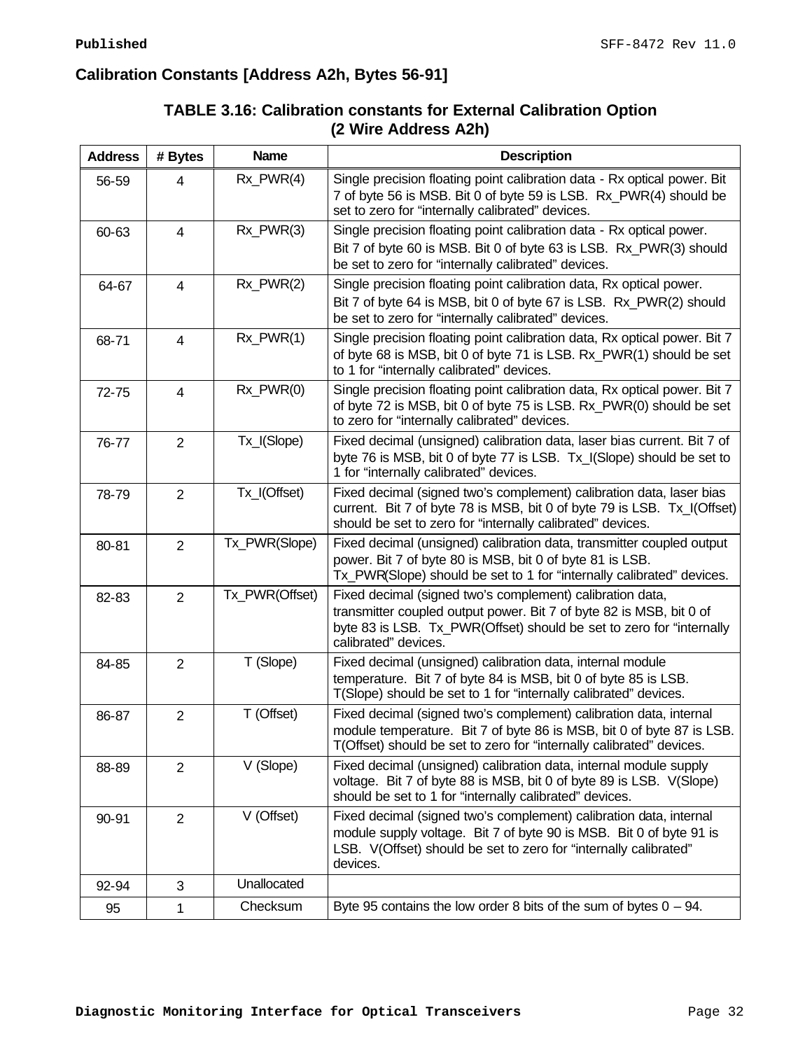## Calibration Constants [Address A2h, Bytes 56-91]

**TABLE 3.16: Calibration constants for External Calibration Option (2 Wire Address A2h)**

| Address | # Bytes | Name | Description |
|---|---|---|---|
| 56-59 | 4 | Rx_PWR(4) | Single precision floating point calibration data - Rx optical power. Bit 7 of byte 56 is MSB. Bit 0 of byte 59 is LSB. Rx_PWR(4) should be set to zero for "internally calibrated" devices. |
| 60-63 | 4 | Rx_PWR(3) | Single precision floating point calibration data - Rx optical power. Bit 7 of byte 60 is MSB. Bit 0 of byte 63 is LSB. Rx_PWR(3) should be set to zero for "internally calibrated" devices. |
| 64-67 | 4 | Rx_PWR(2) | Single precision floating point calibration data, Rx optical power. Bit 7 of byte 64 is MSB, bit 0 of byte 67 is LSB. Rx_PWR(2) should be set to zero for "internally calibrated" devices. |
| 68-71 | 4 | Rx_PWR(1) | Single precision floating point calibration data, Rx optical power. Bit 7 of byte 68 is MSB, bit 0 of byte 71 is LSB. Rx_PWR(1) should be set to 1 for "internally calibrated" devices. |
| 72-75 | 4 | Rx_PWR(0) | Single precision floating point calibration data, Rx optical power. Bit 7 of byte 72 is MSB, bit 0 of byte 75 is LSB. Rx_PWR(0) should be set to zero for "internally calibrated" devices. |
| 76-77 | 2 | Tx_I(Slope) | Fixed decimal (unsigned) calibration data, laser bias current. Bit 7 of byte 76 is MSB, bit 0 of byte 77 is LSB. Tx_I(Slope) should be set to 1 for "internally calibrated" devices. |
| 78-79 | 2 | Tx_I(Offset) | Fixed decimal (signed two's complement) calibration data, laser bias current. Bit 7 of byte 78 is MSB, bit 0 of byte 79 is LSB. Tx_I(Offset) should be set to zero for "internally calibrated" devices. |
| 80-81 | 2 | Tx_PWR(Slope) | Fixed decimal (unsigned) calibration data, transmitter coupled output power. Bit 7 of byte 80 is MSB, bit 0 of byte 81 is LSB. Tx_PWR(Slope) should be set to 1 for "internally calibrated" devices. |
| 82-83 | 2 | Tx_PWR(Offset) | Fixed decimal (signed two's complement) calibration data, transmitter coupled output power. Bit 7 of byte 82 is MSB, bit 0 of byte 83 is LSB. Tx_PWR(Offset) should be set to zero for "internally calibrated" devices. |
| 84-85 | 2 | T (Slope) | Fixed decimal (unsigned) calibration data, internal module temperature. Bit 7 of byte 84 is MSB, bit 0 of byte 85 is LSB. T(Slope) should be set to 1 for "internally calibrated" devices. |
| 86-87 | 2 | T (Offset) | Fixed decimal (signed two's complement) calibration data, internal module temperature. Bit 7 of byte 86 is MSB, bit 0 of byte 87 is LSB. T(Offset) should be set to zero for "internally calibrated" devices. |
| 88-89 | 2 | V (Slope) | Fixed decimal (unsigned) calibration data, internal module supply voltage. Bit 7 of byte 88 is MSB, bit 0 of byte 89 is LSB. V(Slope) should be set to 1 for "internally calibrated" devices. |
| 90-91 | 2 | V (Offset) | Fixed decimal (signed two's complement) calibration data, internal module supply voltage. Bit 7 of byte 90 is MSB. Bit 0 of byte 91 is LSB. V(Offset) should be set to zero for "internally calibrated" devices. |
| 92-94 | 3 | Unallocated | |
| 95 | 1 | Checksum | Byte 95 contains the low order 8 bits of the sum of bytes 0 – 94. |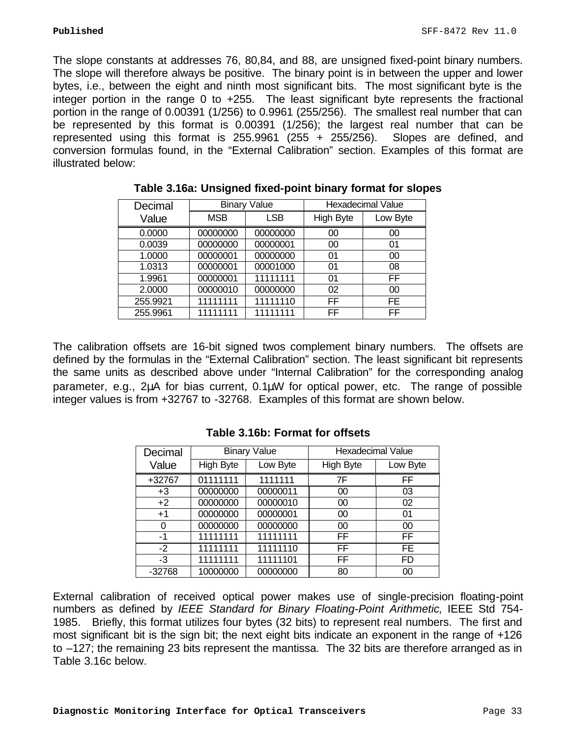The slope constants at addresses 76, 80,84, and 88, are unsigned fixed-point binary numbers. The slope will therefore always be positive. The binary point is in between the upper and lower bytes, i.e., between the eight and ninth most significant bits. The most significant byte is the integer portion in the range 0 to +255. The least significant byte represents the fractional portion in the range of 0.00391 (1/256) to 0.9961 (255/256). The smallest real number that can be represented by this format is 0.00391 (1/256); the largest real number that can be represented using this format is 255.9961 (255 + 255/256). Slopes are defined, and conversion formulas found, in the "External Calibration" section. Examples of this format are illustrated below:

**Table 3.16a: Unsigned fixed-point binary format for slopes**

| Decimal Value | Binary Value | | Hexadecimal Value | |
|---|---|---|---|---|
| | MSB | LSB | High Byte | Low Byte |
| 0.0000 | 00000000 | 00000000 | 00 | 00 |
| 0.0039 | 00000000 | 00000001 | 00 | 01 |
| 1.0000 | 00000001 | 00000000 | 01 | 00 |
| 1.0313 | 00000001 | 00001000 | 01 | 08 |
| 1.9961 | 00000001 | 11111111 | 01 | FF |
| 2.0000 | 00000010 | 00000000 | 02 | 00 |
| 255.9921 | 11111111 | 11111110 | FF | FE |
| 255.9961 | 11111111 | 11111111 | FF | FF |

The calibration offsets are 16-bit signed twos complement binary numbers. The offsets are defined by the formulas in the "External Calibration" section. The least significant bit represents the same units as described above under "Internal Calibration" for the corresponding analog parameter, e.g., 2µA for bias current, 0.1µW for optical power, etc. The range of possible integer values is from +32767 to -32768. Examples of this format are shown below.

**Table 3.16b: Format for offsets**

| Decimal Value | Binary Value | | Hexadecimal Value | |
|---|---|---|---|---|
| | High Byte | Low Byte | High Byte | Low Byte |
| +32767 | 01111111 | 1111111 | 7F | FF |
| +3 | 00000000 | 00000011 | 00 | 03 |
| +2 | 00000000 | 00000010 | 00 | 02 |
| +1 | 00000000 | 00000001 | 00 | 01 |
| 0 | 00000000 | 00000000 | 00 | 00 |
| -1 | 11111111 | 11111111 | FF | FF |
| -2 | 11111111 | 11111110 | FF | FE |
| -3 | 11111111 | 11111101 | FF | FD |
| -32768 | 10000000 | 00000000 | 80 | 00 |

External calibration of received optical power makes use of single-precision floating-point numbers as defined by *IEEE Standard for Binary Floating-Point Arithmetic*, IEEE Std 754-1985. Briefly, this format utilizes four bytes (32 bits) to represent real numbers. The first and most significant bit is the sign bit; the next eight bits indicate an exponent in the range of +126 to –127; the remaining 23 bits represent the mantissa. The 32 bits are therefore arranged as in Table 3.16c below.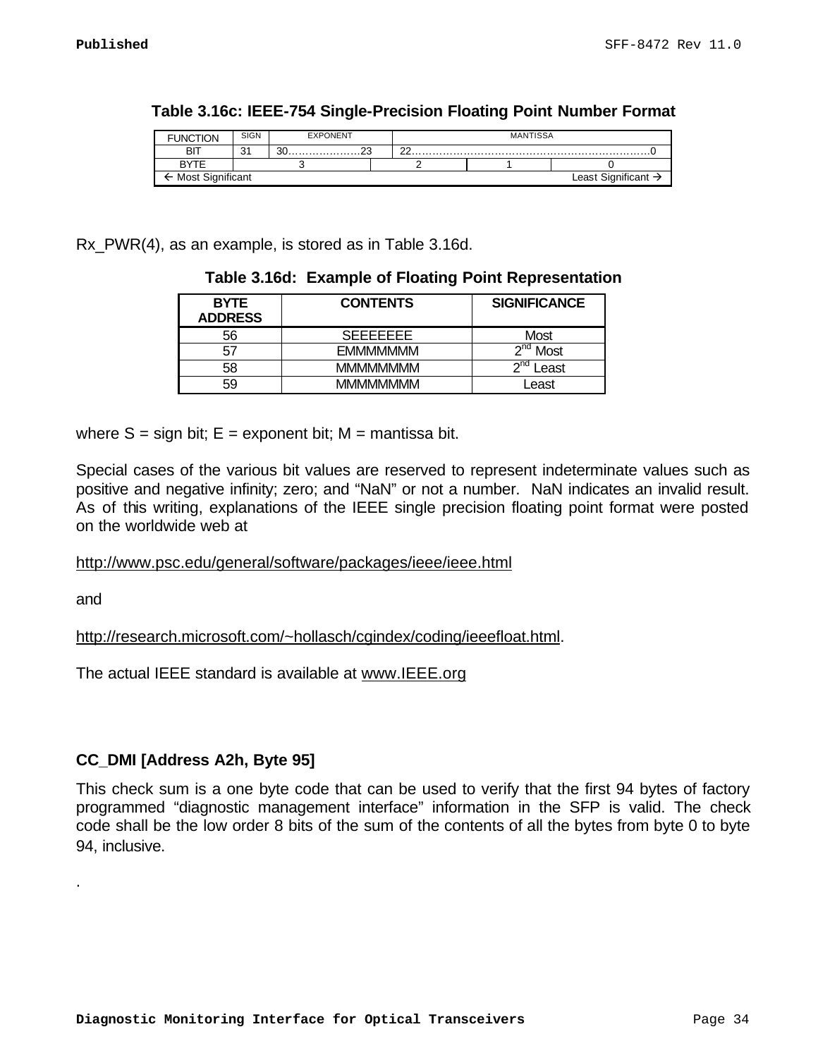**Table 3.16c: IEEE-754 Single-Precision Floating Point Number Format**

| FUNCTION | SIGN | EXPONENT | | MANTISSA | | |
|---|---|---|---|---|---|---|
| BIT | 31 | 30…………………23 | | 22……………………………………………………………0 | | |
| BYTE | 3 | | 2 | | 1 | 0 |
| ← Most Significant | | | | | | Least Significant → |

Rx_PWR(4), as an example, is stored as in Table 3.16d.

**Table 3.16d: Example of Floating Point Representation**

| BYTE ADDRESS | CONTENTS | SIGNIFICANCE |
|---|---|---|
| 56 | SEEEEEEE | Most |
| 57 | EMMMMMMM | 2nd Most |
| 58 | MMMMMMMM | 2nd Least |
| 59 | MMMMMMMM | Least |

where S = sign bit; E = exponent bit; M = mantissa bit.

Special cases of the various bit values are reserved to represent indeterminate values such as positive and negative infinity; zero; and "NaN" or not a number. NaN indicates an invalid result. As of this writing, explanations of the IEEE single precision floating point format were posted on the worldwide web at

http://www.psc.edu/general/software/packages/ieee/ieee.html

and

http://research.microsoft.com/~hollasch/cgindex/coding/ieeefloat.html.

The actual IEEE standard is available at www.IEEE.org

### CC_DMI [Address A2h, Byte 95]

This check sum is a one byte code that can be used to verify that the first 94 bytes of factory programmed "diagnostic management interface" information in the SFP is valid. The check code shall be the low order 8 bits of the sum of the contents of all the bytes from byte 0 to byte 94, inclusive.

.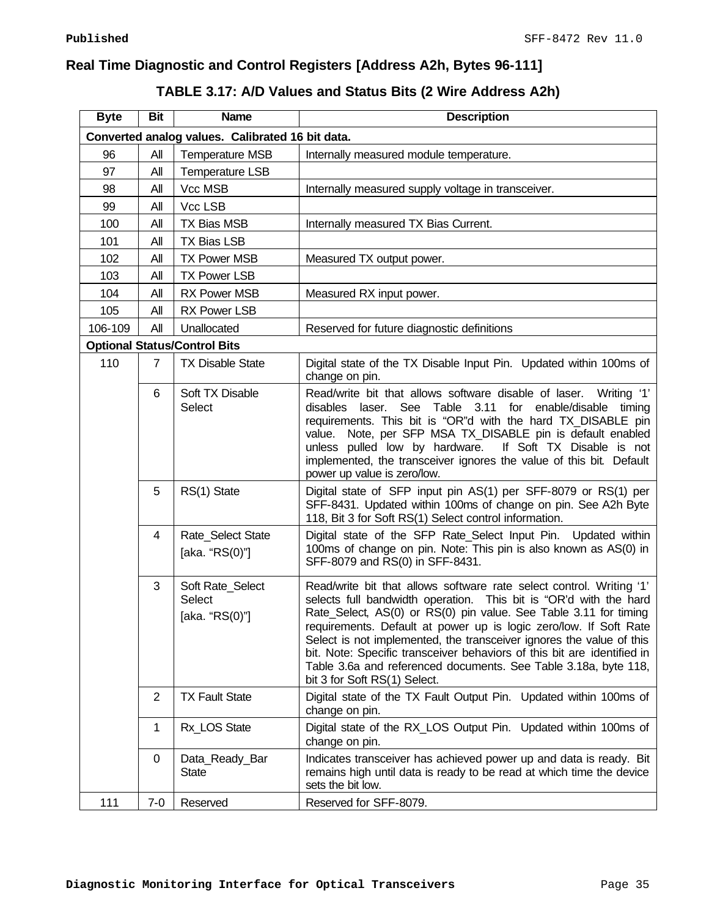## Real Time Diagnostic and Control Registers [Address A2h, Bytes 96-111]

### TABLE 3.17: A/D Values and Status Bits (2 Wire Address A2h)

| Byte | Bit | Name | Description |
|---|---|---|---|
| **Converted analog values. Calibrated 16 bit data.** | | | |
| 96 | All | Temperature MSB | Internally measured module temperature. |
| 97 | All | Temperature LSB | |
| 98 | All | Vcc MSB | Internally measured supply voltage in transceiver. |
| 99 | All | Vcc LSB | |
| 100 | All | TX Bias MSB | Internally measured TX Bias Current. |
| 101 | All | TX Bias LSB | |
| 102 | All | TX Power MSB | Measured TX output power. |
| 103 | All | TX Power LSB | |
| 104 | All | RX Power MSB | Measured RX input power. |
| 105 | All | RX Power LSB | |
| 106-109 | All | Unallocated | Reserved for future diagnostic definitions |
| **Optional Status/Control Bits** | | | |
| 110 | 7 | TX Disable State | Digital state of the TX Disable Input Pin. Updated within 100ms of change on pin. |
| | 6 | Soft TX Disable Select | Read/write bit that allows software disable of laser. Writing '1' disables laser. See Table 3.11 for enable/disable timing requirements. This bit is "OR"d with the hard TX_DISABLE pin value. Note, per SFP MSA TX_DISABLE pin is default enabled unless pulled low by hardware. If Soft TX Disable is not implemented, the transceiver ignores the value of this bit. Default power up value is zero/low. |
| | 5 | RS(1) State | Digital state of SFP input pin AS(1) per SFF-8079 or RS(1) per SFF-8431. Updated within 100ms of change on pin. See A2h Byte 118, Bit 3 for Soft RS(1) Select control information. |
| | 4 | Rate_Select State [aka. "RS(0)"] | Digital state of the SFP Rate_Select Input Pin. Updated within 100ms of change on pin. Note: This pin is also known as AS(0) in SFF-8079 and RS(0) in SFF-8431. |
| | 3 | Soft Rate_Select Select [aka. "RS(0)"] | Read/write bit that allows software rate select control. Writing '1' selects full bandwidth operation. This bit is "OR'd with the hard Rate_Select, AS(0) or RS(0) pin value. See Table 3.11 for timing requirements. Default at power up is logic zero/low. If Soft Rate Select is not implemented, the transceiver ignores the value of this bit. Note: Specific transceiver behaviors of this bit are identified in Table 3.6a and referenced documents. See Table 3.18a, byte 118, bit 3 for Soft RS(1) Select. |
| | 2 | TX Fault State | Digital state of the TX Fault Output Pin. Updated within 100ms of change on pin. |
| | 1 | Rx_LOS State | Digital state of the RX_LOS Output Pin. Updated within 100ms of change on pin. |
| | 0 | Data_Ready_Bar State | Indicates transceiver has achieved power up and data is ready. Bit remains high until data is ready to be read at which time the device sets the bit low. |
| 111 | 7-0 | Reserved | Reserved for SFF-8079. |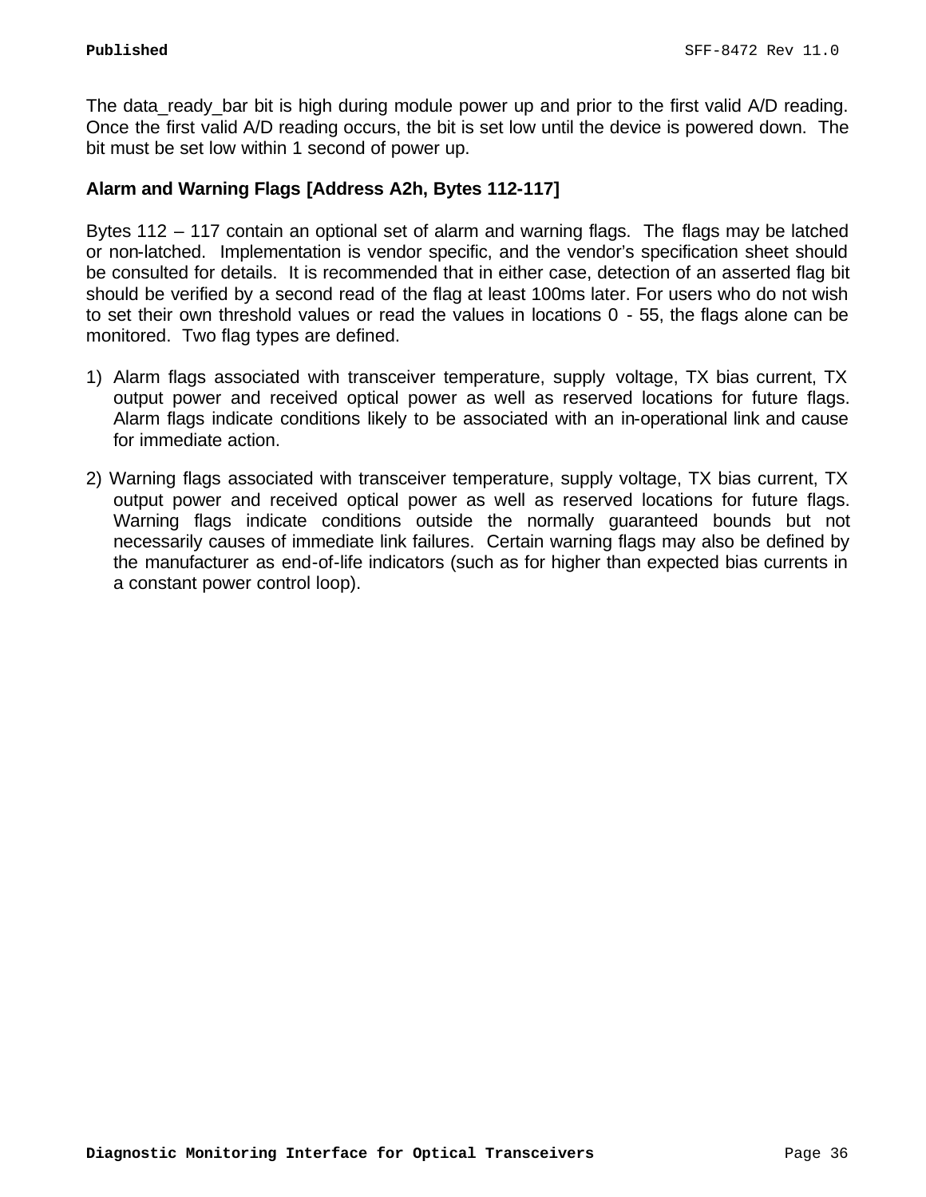The data_ready_bar bit is high during module power up and prior to the first valid A/D reading. Once the first valid A/D reading occurs, the bit is set low until the device is powered down. The bit must be set low within 1 second of power up.

**Alarm and Warning Flags [Address A2h, Bytes 112-117]**

Bytes 112 – 117 contain an optional set of alarm and warning flags. The flags may be latched or non-latched. Implementation is vendor specific, and the vendor's specification sheet should be consulted for details. It is recommended that in either case, detection of an asserted flag bit should be verified by a second read of the flag at least 100ms later. For users who do not wish to set their own threshold values or read the values in locations 0 - 55, the flags alone can be monitored. Two flag types are defined.

1) Alarm flags associated with transceiver temperature, supply voltage, TX bias current, TX output power and received optical power as well as reserved locations for future flags. Alarm flags indicate conditions likely to be associated with an in-operational link and cause for immediate action.

2) Warning flags associated with transceiver temperature, supply voltage, TX bias current, TX output power and received optical power as well as reserved locations for future flags. Warning flags indicate conditions outside the normally guaranteed bounds but not necessarily causes of immediate link failures. Certain warning flags may also be defined by the manufacturer as end-of-life indicators (such as for higher than expected bias currents in a constant power control loop).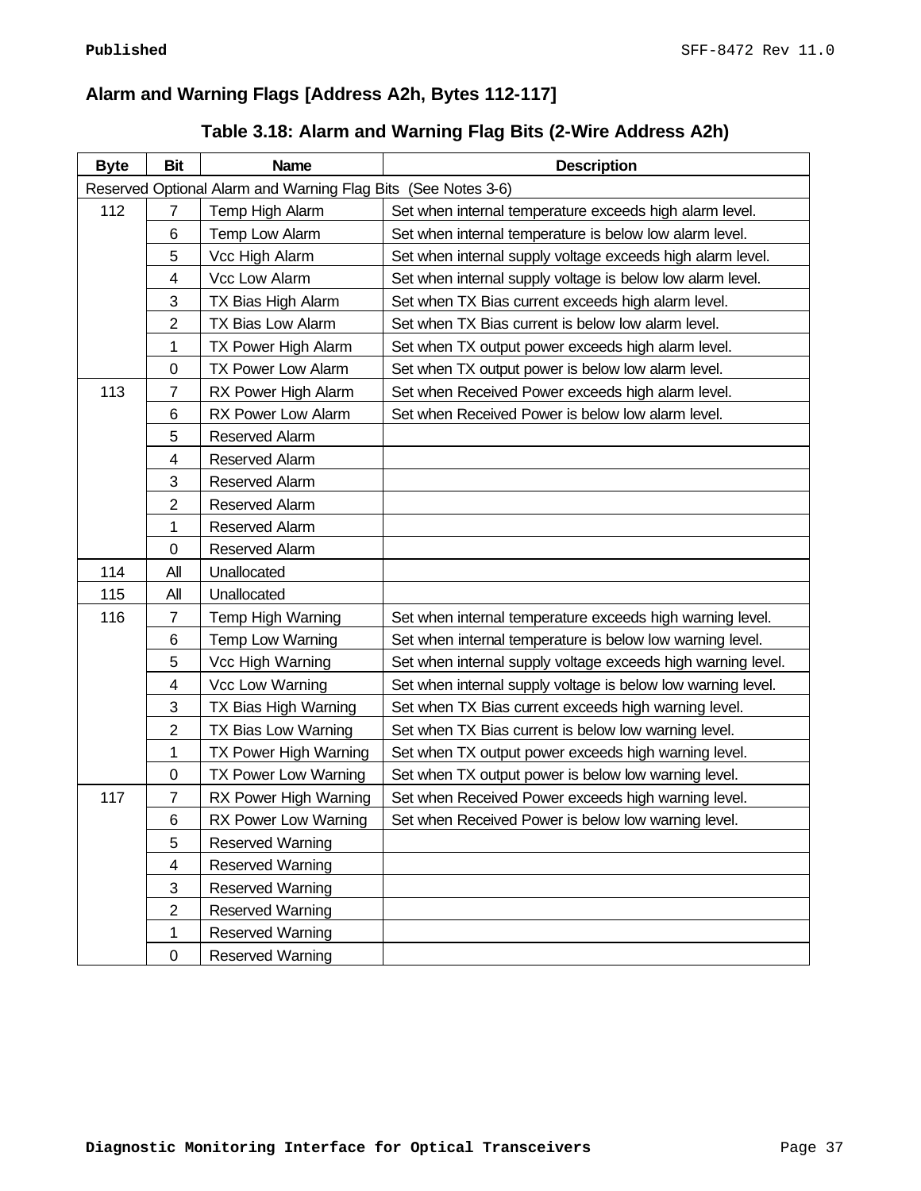## Alarm and Warning Flags [Address A2h, Bytes 112-117]

**Table 3.18: Alarm and Warning Flag Bits (2-Wire Address A2h)**

| Byte | Bit | Name | Description |
|---|---|---|---|
| Reserved Optional Alarm and Warning Flag Bits (See Notes 3-6) | | | |
| 112 | 7 | Temp High Alarm | Set when internal temperature exceeds high alarm level. |
| | 6 | Temp Low Alarm | Set when internal temperature is below low alarm level. |
| | 5 | Vcc High Alarm | Set when internal supply voltage exceeds high alarm level. |
| | 4 | Vcc Low Alarm | Set when internal supply voltage is below low alarm level. |
| | 3 | TX Bias High Alarm | Set when TX Bias current exceeds high alarm level. |
| | 2 | TX Bias Low Alarm | Set when TX Bias current is below low alarm level. |
| | 1 | TX Power High Alarm | Set when TX output power exceeds high alarm level. |
| | 0 | TX Power Low Alarm | Set when TX output power is below low alarm level. |
| 113 | 7 | RX Power High Alarm | Set when Received Power exceeds high alarm level. |
| | 6 | RX Power Low Alarm | Set when Received Power is below low alarm level. |
| | 5 | Reserved Alarm | |
| | 4 | Reserved Alarm | |
| | 3 | Reserved Alarm | |
| | 2 | Reserved Alarm | |
| | 1 | Reserved Alarm | |
| | 0 | Reserved Alarm | |
| 114 | All | Unallocated | |
| 115 | All | Unallocated | |
| 116 | 7 | Temp High Warning | Set when internal temperature exceeds high warning level. |
| | 6 | Temp Low Warning | Set when internal temperature is below low warning level. |
| | 5 | Vcc High Warning | Set when internal supply voltage exceeds high warning level. |
| | 4 | Vcc Low Warning | Set when internal supply voltage is below low warning level. |
| | 3 | TX Bias High Warning | Set when TX Bias current exceeds high warning level. |
| | 2 | TX Bias Low Warning | Set when TX Bias current is below low warning level. |
| | 1 | TX Power High Warning | Set when TX output power exceeds high warning level. |
| | 0 | TX Power Low Warning | Set when TX output power is below low warning level. |
| 117 | 7 | RX Power High Warning | Set when Received Power exceeds high warning level. |
| | 6 | RX Power Low Warning | Set when Received Power is below low warning level. |
| | 5 | Reserved Warning | |
| | 4 | Reserved Warning | |
| | 3 | Reserved Warning | |
| | 2 | Reserved Warning | |
| | 1 | Reserved Warning | |
| | 0 | Reserved Warning | |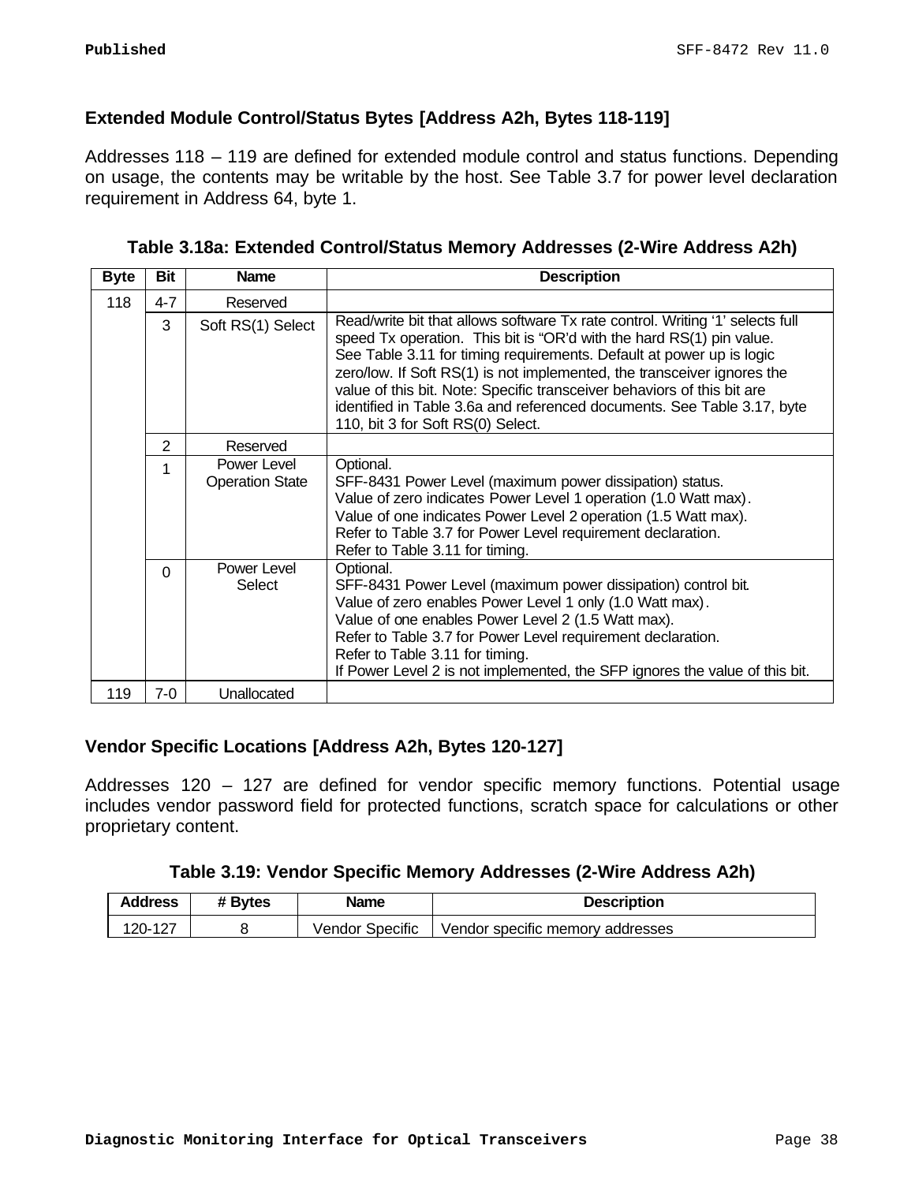### Extended Module Control/Status Bytes [Address A2h, Bytes 118-119]

Addresses 118 – 119 are defined for extended module control and status functions. Depending on usage, the contents may be writable by the host. See Table 3.7 for power level declaration requirement in Address 64, byte 1.

**Table 3.18a: Extended Control/Status Memory Addresses (2-Wire Address A2h)**

| Byte | Bit | Name | Description |
|---|---|---|---|
| 118 | 4-7 | Reserved | |
| | 3 | Soft RS(1) Select | Read/write bit that allows software Tx rate control. Writing '1' selects full speed Tx operation. This bit is "OR'd with the hard RS(1) pin value. See Table 3.11 for timing requirements. Default at power up is logic zero/low. If Soft RS(1) is not implemented, the transceiver ignores the value of this bit. Note: Specific transceiver behaviors of this bit are identified in Table 3.6a and referenced documents. See Table 3.17, byte 110, bit 3 for Soft RS(0) Select. |
| | 2 | Reserved | |
| | 1 | Power Level Operation State | Optional.<br>SFF-8431 Power Level (maximum power dissipation) status.<br>Value of zero indicates Power Level 1 operation (1.0 Watt max).<br>Value of one indicates Power Level 2 operation (1.5 Watt max).<br>Refer to Table 3.7 for Power Level requirement declaration.<br>Refer to Table 3.11 for timing. |
| | 0 | Power Level Select | Optional.<br>SFF-8431 Power Level (maximum power dissipation) control bit.<br>Value of zero enables Power Level 1 only (1.0 Watt max).<br>Value of one enables Power Level 2 (1.5 Watt max).<br>Refer to Table 3.7 for Power Level requirement declaration.<br>Refer to Table 3.11 for timing.<br>If Power Level 2 is not implemented, the SFP ignores the value of this bit. |
| 119 | 7-0 | Unallocated | |

### Vendor Specific Locations [Address A2h, Bytes 120-127]

Addresses 120 – 127 are defined for vendor specific memory functions. Potential usage includes vendor password field for protected functions, scratch space for calculations or other proprietary content.

**Table 3.19: Vendor Specific Memory Addresses (2-Wire Address A2h)**

| Address | # Bytes | Name | Description |
|---|---|---|---|
| 120-127 | 8 | Vendor Specific | Vendor specific memory addresses |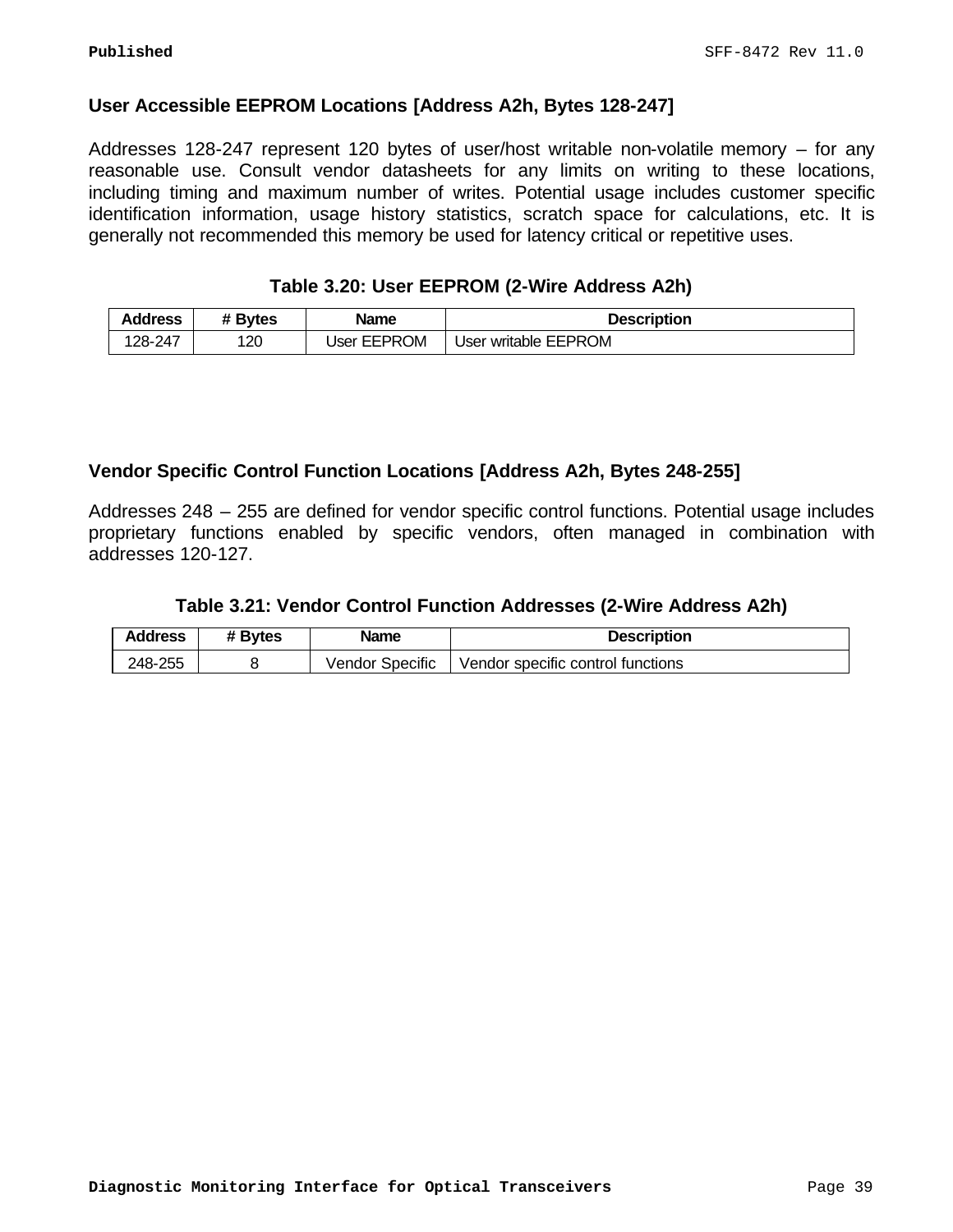### User Accessible EEPROM Locations [Address A2h, Bytes 128-247]

Addresses 128-247 represent 120 bytes of user/host writable non-volatile memory – for any reasonable use. Consult vendor datasheets for any limits on writing to these locations, including timing and maximum number of writes. Potential usage includes customer specific identification information, usage history statistics, scratch space for calculations, etc. It is generally not recommended this memory be used for latency critical or repetitive uses.

**Table 3.20: User EEPROM (2-Wire Address A2h)**

| Address | # Bytes | Name | Description |
|---|---|---|---|
| 128-247 | 120 | User EEPROM | User writable EEPROM |

### Vendor Specific Control Function Locations [Address A2h, Bytes 248-255]

Addresses 248 – 255 are defined for vendor specific control functions. Potential usage includes proprietary functions enabled by specific vendors, often managed in combination with addresses 120-127.

**Table 3.21: Vendor Control Function Addresses (2-Wire Address A2h)**

| Address | # Bytes | Name | Description |
|---|---|---|---|
| 248-255 | 8 | Vendor Specific | Vendor specific control functions |